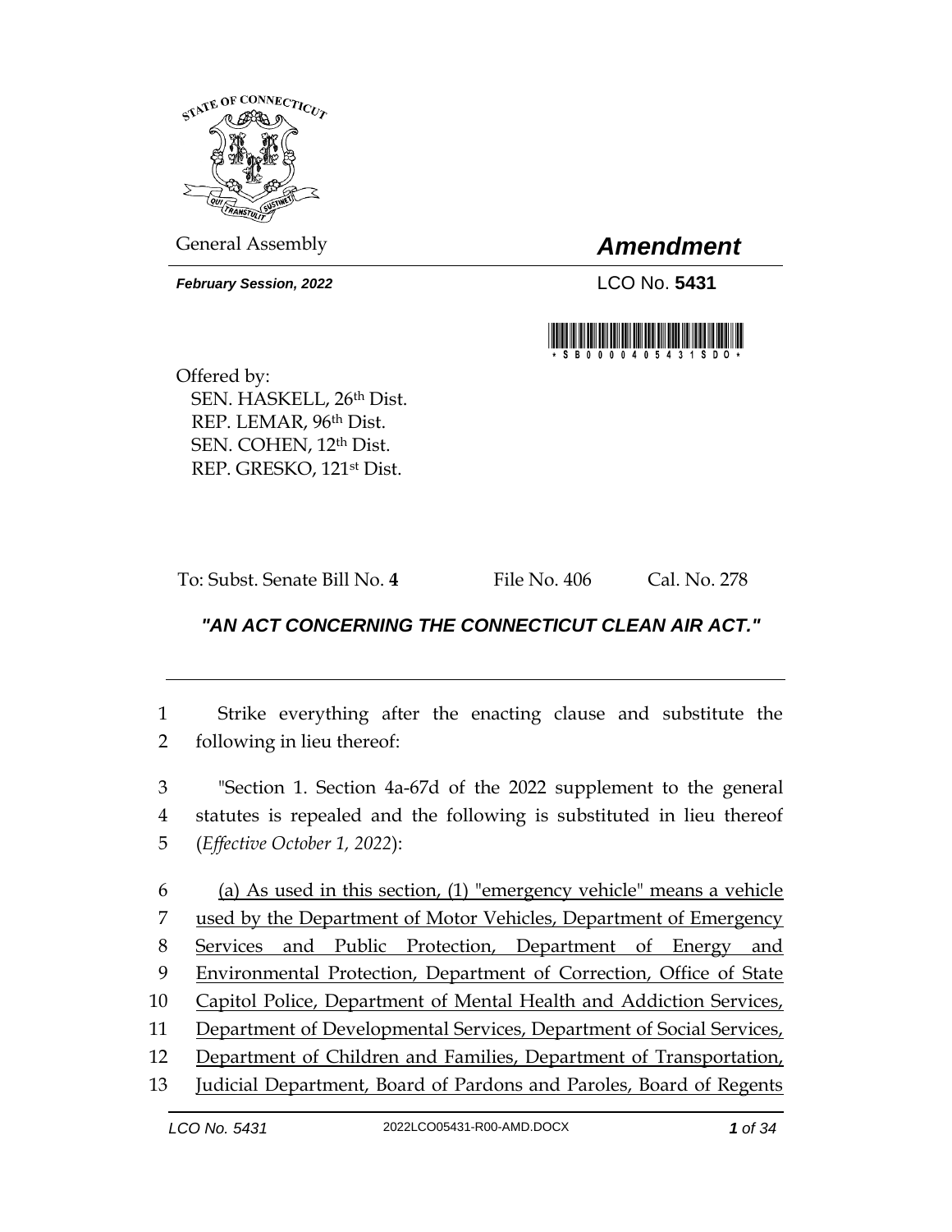General Assembly

# *Amendment*

***February Session, 2022***

LCO No. **5431**

Offered by:
SEN. HASKELL, 26th Dist.
REP. LEMAR, 96th Dist.
SEN. COHEN, 12th Dist.
REP. GRESKO, 121st Dist.

To: Subst. Senate Bill No. **4** File No. 406 Cal. No. 278

## ***"AN ACT CONCERNING THE CONNECTICUT CLEAN AIR ACT."***

1 Strike everything after the enacting clause and substitute the
2 following in lieu thereof:

3 "Section 1. Section 4a-67d of the 2022 supplement to the general
4 statutes is repealed and the following is substituted in lieu thereof
5 (*Effective October 1, 2022*):

6 <u>(a) As used in this section, (1) "emergency vehicle" means a vehicle</u>
7 <u>used by the Department of Motor Vehicles, Department of Emergency</u>
8 <u>Services and Public Protection, Department of Energy and</u>
9 <u>Environmental Protection, Department of Correction, Office of State</u>
10 <u>Capitol Police, Department of Mental Health and Addiction Services,</u>
11 <u>Department of Developmental Services, Department of Social Services,</u>
12 <u>Department of Children and Families, Department of Transportation,</u>
13 <u>Judicial Department, Board of Pardons and Paroles, Board of Regents</u>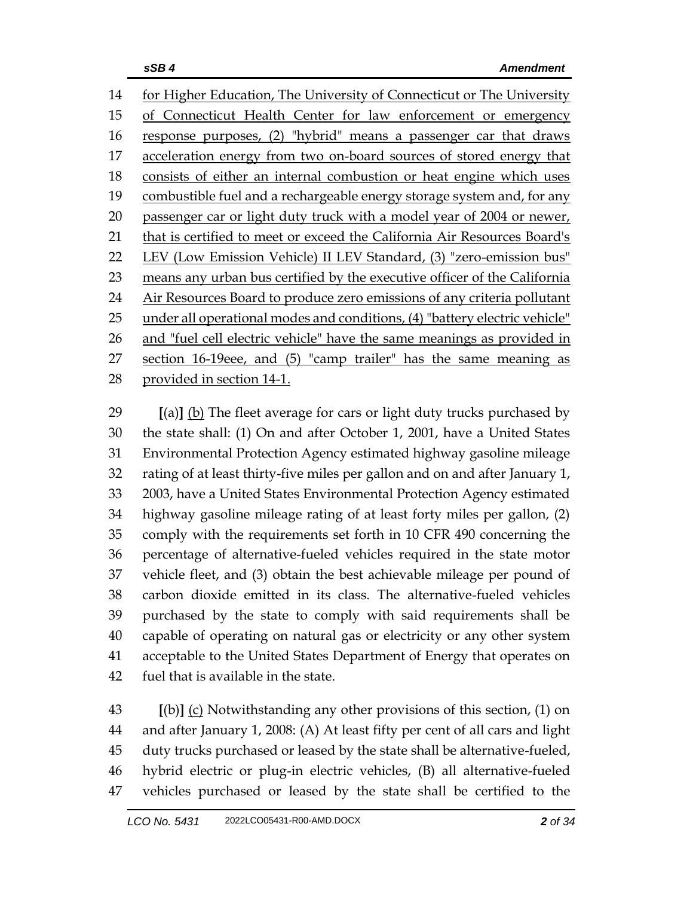14 for Higher Education, The University of Connecticut or The University
15 of Connecticut Health Center for law enforcement or emergency
16 response purposes, (2) "hybrid" means a passenger car that draws
17 acceleration energy from two on-board sources of stored energy that
18 consists of either an internal combustion or heat engine which uses
19 combustible fuel and a rechargeable energy storage system and, for any
20 passenger car or light duty truck with a model year of 2004 or newer,
21 that is certified to meet or exceed the California Air Resources Board's
22 LEV (Low Emission Vehicle) II LEV Standard, (3) "zero-emission bus"
23 means any urban bus certified by the executive officer of the California
24 Air Resources Board to produce zero emissions of any criteria pollutant
25 under all operational modes and conditions, (4) "battery electric vehicle"
26 and "fuel cell electric vehicle" have the same meanings as provided in
27 section 16-19eee, and (5) "camp trailer" has the same meaning as
28 provided in section 14-1.

29 **[**(a)**]** <u>(b)</u> The fleet average for cars or light duty trucks purchased by
30 the state shall: (1) On and after October 1, 2001, have a United States
31 Environmental Protection Agency estimated highway gasoline mileage
32 rating of at least thirty-five miles per gallon and on and after January 1,
33 2003, have a United States Environmental Protection Agency estimated
34 highway gasoline mileage rating of at least forty miles per gallon, (2)
35 comply with the requirements set forth in 10 CFR 490 concerning the
36 percentage of alternative-fueled vehicles required in the state motor
37 vehicle fleet, and (3) obtain the best achievable mileage per pound of
38 carbon dioxide emitted in its class. The alternative-fueled vehicles
39 purchased by the state to comply with said requirements shall be
40 capable of operating on natural gas or electricity or any other system
41 acceptable to the United States Department of Energy that operates on
42 fuel that is available in the state.

43 **[**(b)**]** <u>(c)</u> Notwithstanding any other provisions of this section, (1) on
44 and after January 1, 2008: (A) At least fifty per cent of all cars and light
45 duty trucks purchased or leased by the state shall be alternative-fueled,
46 hybrid electric or plug-in electric vehicles, (B) all alternative-fueled
47 vehicles purchased or leased by the state shall be certified to the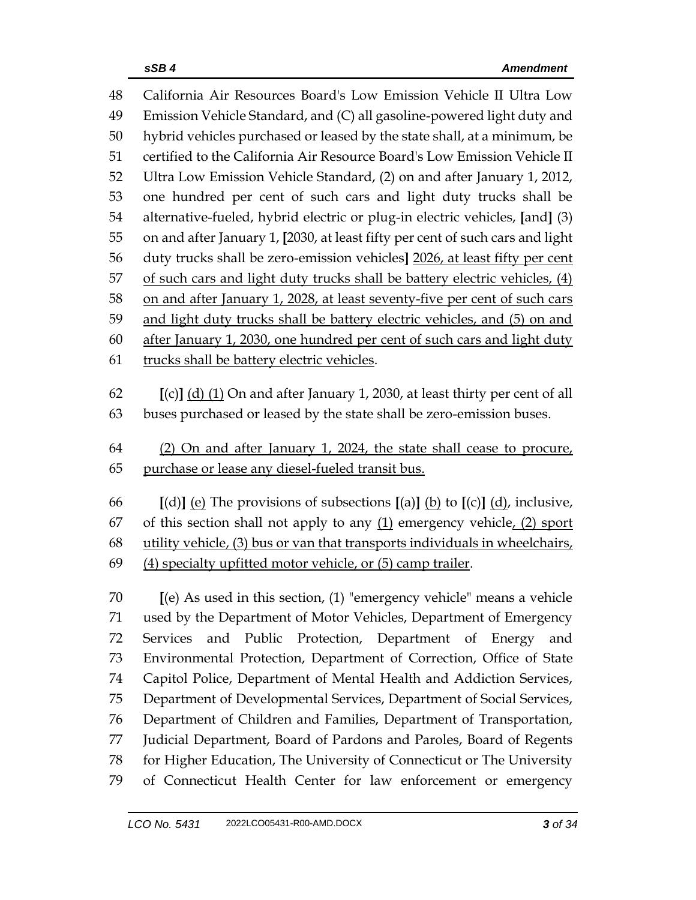California Air Resources Board's Low Emission Vehicle II Ultra Low Emission Vehicle Standard, and (C) all gasoline-powered light duty and hybrid vehicles purchased or leased by the state shall, at a minimum, be certified to the California Air Resource Board's Low Emission Vehicle II Ultra Low Emission Vehicle Standard, (2) on and after January 1, 2012, one hundred per cent of such cars and light duty trucks shall be alternative-fueled, hybrid electric or plug-in electric vehicles, **[**and**]** (3) on and after January 1, **[**2030, at least fifty per cent of such cars and light duty trucks shall be zero-emission vehicles**]** <u>2026, at least fifty per cent of such cars and light duty trucks shall be battery electric vehicles, (4) on and after January 1, 2028, at least seventy-five per cent of such cars and light duty trucks shall be battery electric vehicles, and (5) on and after January 1, 2030, one hundred per cent of such cars and light duty trucks shall be battery electric vehicles</u>.

**[**(c)**]** <u>(d) (1)</u> On and after January 1, 2030, at least thirty per cent of all buses purchased or leased by the state shall be zero-emission buses.

<u>(2) On and after January 1, 2024, the state shall cease to procure, purchase or lease any diesel-fueled transit bus.</u>

**[**(d)**]** <u>(e)</u> The provisions of subsections **[**(a)**]** <u>(b)</u> to **[**(c)**]** <u>(d)</u>, inclusive, of this section shall not apply to any <u>(1)</u> emergency vehicle<u>, (2) sport utility vehicle, (3) bus or van that transports individuals in wheelchairs, (4) specialty upfitted motor vehicle, or (5) camp trailer</u>.

**[**(e) As used in this section, (1) "emergency vehicle" means a vehicle used by the Department of Motor Vehicles, Department of Emergency Services and Public Protection, Department of Energy and Environmental Protection, Department of Correction, Office of State Capitol Police, Department of Mental Health and Addiction Services, Department of Developmental Services, Department of Social Services, Department of Children and Families, Department of Transportation, Judicial Department, Board of Pardons and Paroles, Board of Regents for Higher Education, The University of Connecticut or The University of Connecticut Health Center for law enforcement or emergency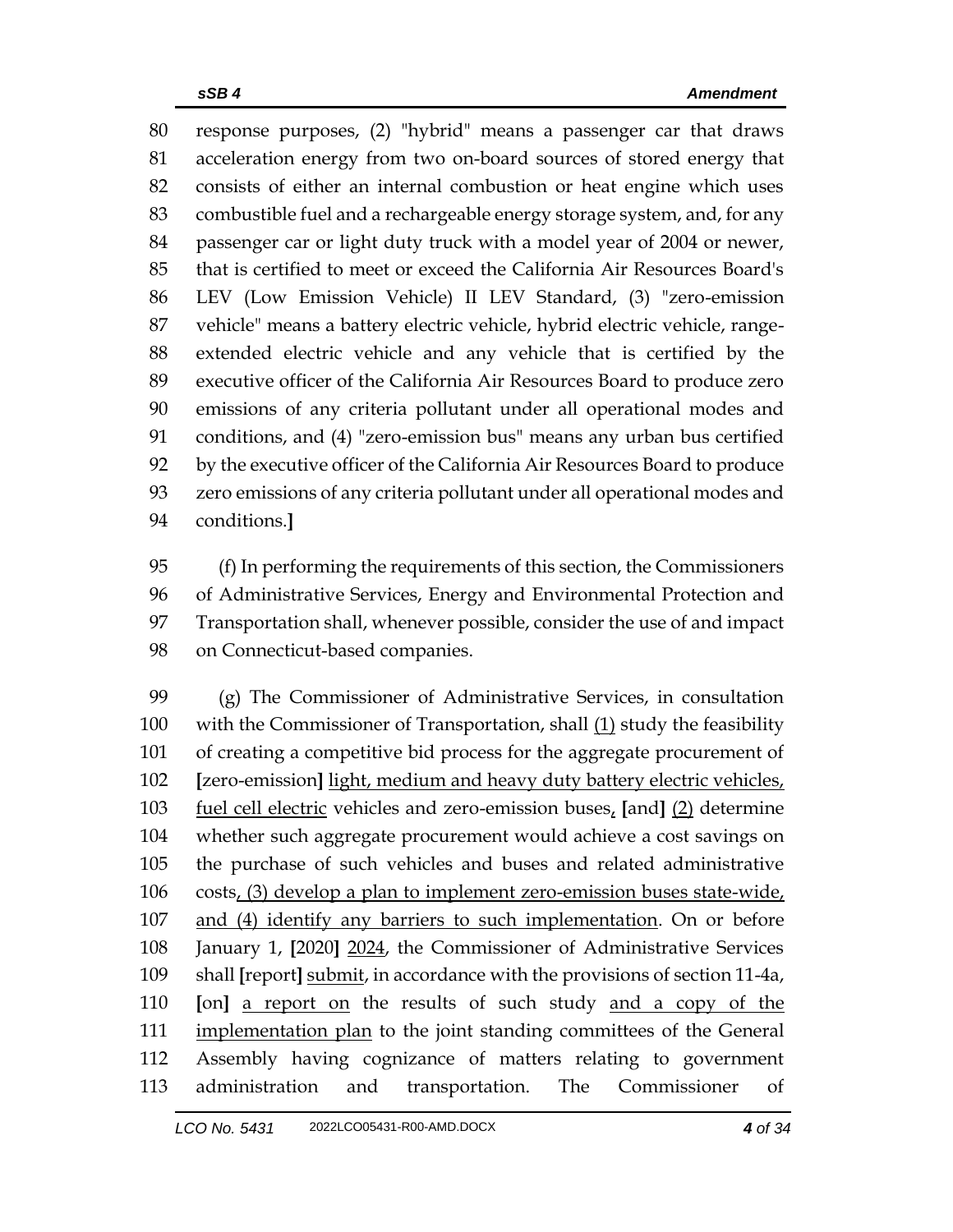response purposes, (2) "hybrid" means a passenger car that draws acceleration energy from two on-board sources of stored energy that consists of either an internal combustion or heat engine which uses combustible fuel and a rechargeable energy storage system, and, for any passenger car or light duty truck with a model year of 2004 or newer, that is certified to meet or exceed the California Air Resources Board's LEV (Low Emission Vehicle) II LEV Standard, (3) "zero-emission vehicle" means a battery electric vehicle, hybrid electric vehicle, range-extended electric vehicle and any vehicle that is certified by the executive officer of the California Air Resources Board to produce zero emissions of any criteria pollutant under all operational modes and conditions, and (4) "zero-emission bus" means any urban bus certified by the executive officer of the California Air Resources Board to produce zero emissions of any criteria pollutant under all operational modes and conditions.**]**

(f) In performing the requirements of this section, the Commissioners of Administrative Services, Energy and Environmental Protection and Transportation shall, whenever possible, consider the use of and impact on Connecticut-based companies.

(g) The Commissioner of Administrative Services, in consultation with the Commissioner of Transportation, shall <u>(1)</u> study the feasibility of creating a competitive bid process for the aggregate procurement of **[**zero-emission**]** <u>light, medium and heavy duty battery electric vehicles, fuel cell electric</u> vehicles and zero-emission buses<u>,</u> **[**and**]** <u>(2)</u> determine whether such aggregate procurement would achieve a cost savings on the purchase of such vehicles and buses and related administrative costs<u>, (3) develop a plan to implement zero-emission buses state-wide, and (4) identify any barriers to such implementation</u>. On or before January 1, **[**2020**]** <u>2024</u>, the Commissioner of Administrative Services shall **[**report**]** <u>submit</u>, in accordance with the provisions of section 11-4a, **[**on**]** <u>a report on</u> the results of such study <u>and a copy of the implementation plan</u> to the joint standing committees of the General Assembly having cognizance of matters relating to government administration and transportation. The Commissioner of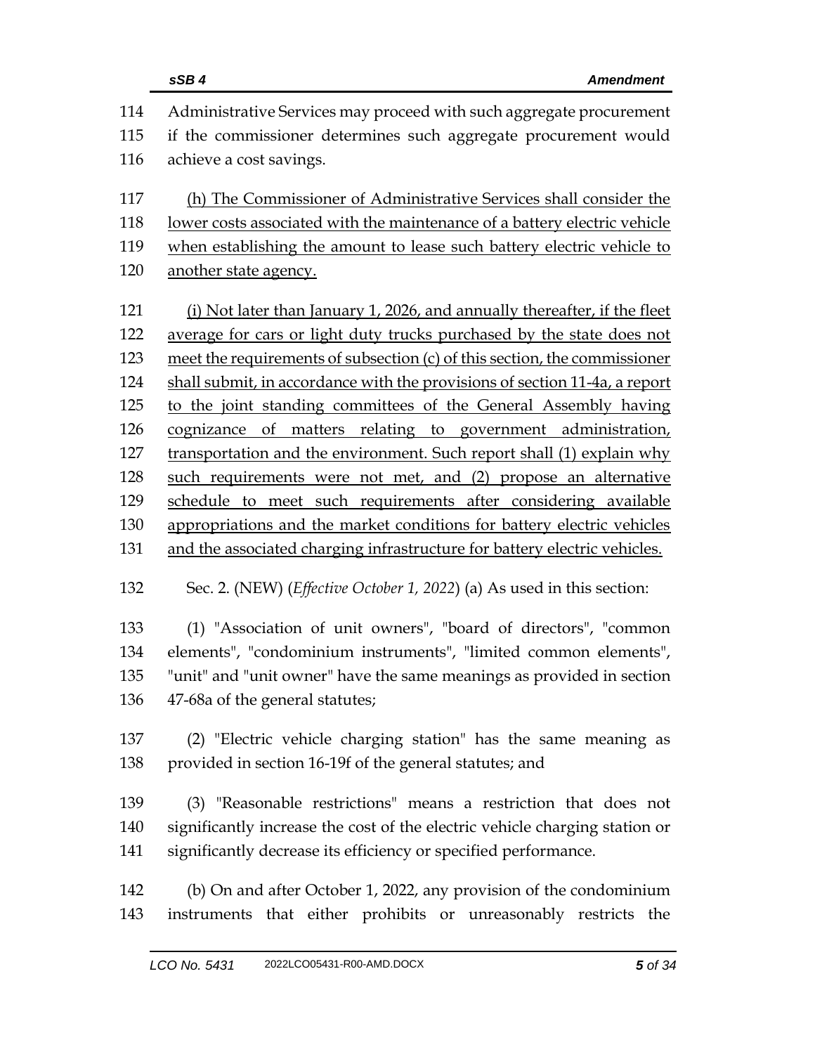Administrative Services may proceed with such aggregate procurement if the commissioner determines such aggregate procurement would achieve a cost savings.

<u>(h) The Commissioner of Administrative Services shall consider the lower costs associated with the maintenance of a battery electric vehicle when establishing the amount to lease such battery electric vehicle to another state agency.</u>

<u>(i) Not later than January 1, 2026, and annually thereafter, if the fleet average for cars or light duty trucks purchased by the state does not meet the requirements of subsection (c) of this section, the commissioner shall submit, in accordance with the provisions of section 11-4a, a report to the joint standing committees of the General Assembly having cognizance of matters relating to government administration, transportation and the environment. Such report shall (1) explain why such requirements were not met, and (2) propose an alternative schedule to meet such requirements after considering available appropriations and the market conditions for battery electric vehicles and the associated charging infrastructure for battery electric vehicles.</u>

Sec. 2. (NEW) (*Effective October 1, 2022*) (a) As used in this section:

(1) "Association of unit owners", "board of directors", "common elements", "condominium instruments", "limited common elements", "unit" and "unit owner" have the same meanings as provided in section 47-68a of the general statutes;

(2) "Electric vehicle charging station" has the same meaning as provided in section 16-19f of the general statutes; and

(3) "Reasonable restrictions" means a restriction that does not significantly increase the cost of the electric vehicle charging station or significantly decrease its efficiency or specified performance.

(b) On and after October 1, 2022, any provision of the condominium instruments that either prohibits or unreasonably restricts the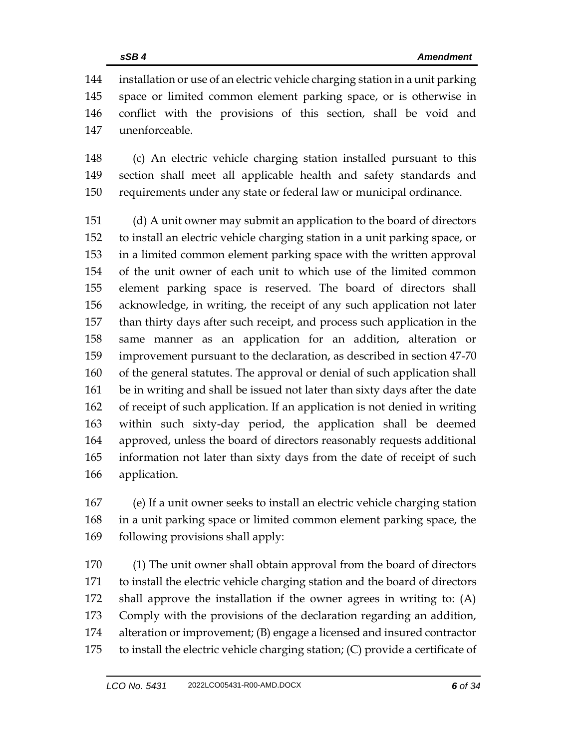installation or use of an electric vehicle charging station in a unit parking space or limited common element parking space, or is otherwise in conflict with the provisions of this section, shall be void and unenforceable.

(c) An electric vehicle charging station installed pursuant to this section shall meet all applicable health and safety standards and requirements under any state or federal law or municipal ordinance.

(d) A unit owner may submit an application to the board of directors to install an electric vehicle charging station in a unit parking space, or in a limited common element parking space with the written approval of the unit owner of each unit to which use of the limited common element parking space is reserved. The board of directors shall acknowledge, in writing, the receipt of any such application not later than thirty days after such receipt, and process such application in the same manner as an application for an addition, alteration or improvement pursuant to the declaration, as described in section 47-70 of the general statutes. The approval or denial of such application shall be in writing and shall be issued not later than sixty days after the date of receipt of such application. If an application is not denied in writing within such sixty-day period, the application shall be deemed approved, unless the board of directors reasonably requests additional information not later than sixty days from the date of receipt of such application.

(e) If a unit owner seeks to install an electric vehicle charging station in a unit parking space or limited common element parking space, the following provisions shall apply:

(1) The unit owner shall obtain approval from the board of directors to install the electric vehicle charging station and the board of directors shall approve the installation if the owner agrees in writing to: (A) Comply with the provisions of the declaration regarding an addition, alteration or improvement; (B) engage a licensed and insured contractor to install the electric vehicle charging station; (C) provide a certificate of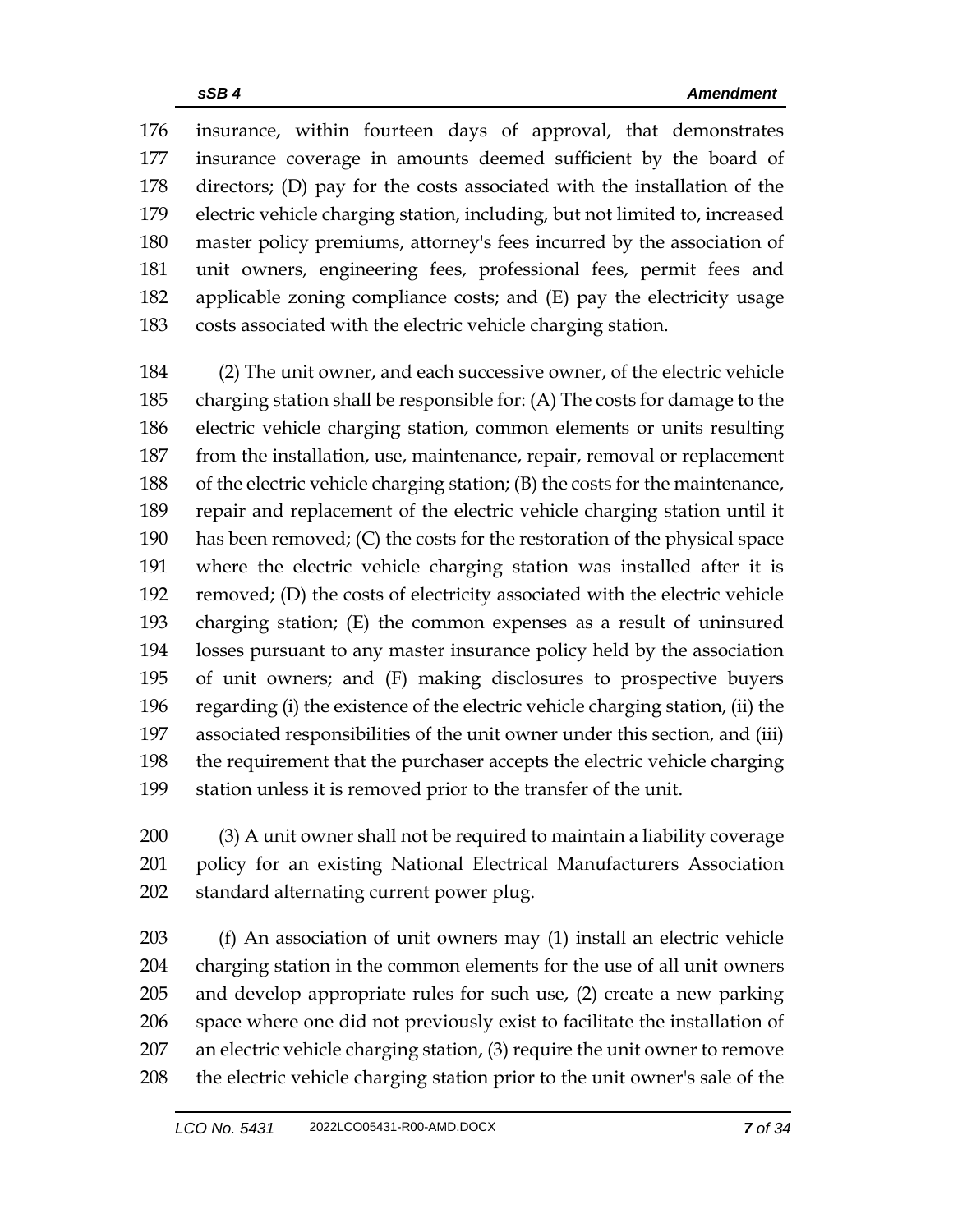insurance, within fourteen days of approval, that demonstrates insurance coverage in amounts deemed sufficient by the board of directors; (D) pay for the costs associated with the installation of the electric vehicle charging station, including, but not limited to, increased master policy premiums, attorney's fees incurred by the association of unit owners, engineering fees, professional fees, permit fees and applicable zoning compliance costs; and (E) pay the electricity usage costs associated with the electric vehicle charging station.

(2) The unit owner, and each successive owner, of the electric vehicle charging station shall be responsible for: (A) The costs for damage to the electric vehicle charging station, common elements or units resulting from the installation, use, maintenance, repair, removal or replacement of the electric vehicle charging station; (B) the costs for the maintenance, repair and replacement of the electric vehicle charging station until it has been removed; (C) the costs for the restoration of the physical space where the electric vehicle charging station was installed after it is removed; (D) the costs of electricity associated with the electric vehicle charging station; (E) the common expenses as a result of uninsured losses pursuant to any master insurance policy held by the association of unit owners; and (F) making disclosures to prospective buyers regarding (i) the existence of the electric vehicle charging station, (ii) the associated responsibilities of the unit owner under this section, and (iii) the requirement that the purchaser accepts the electric vehicle charging station unless it is removed prior to the transfer of the unit.

(3) A unit owner shall not be required to maintain a liability coverage policy for an existing National Electrical Manufacturers Association standard alternating current power plug.

(f) An association of unit owners may (1) install an electric vehicle charging station in the common elements for the use of all unit owners and develop appropriate rules for such use, (2) create a new parking space where one did not previously exist to facilitate the installation of an electric vehicle charging station, (3) require the unit owner to remove the electric vehicle charging station prior to the unit owner's sale of the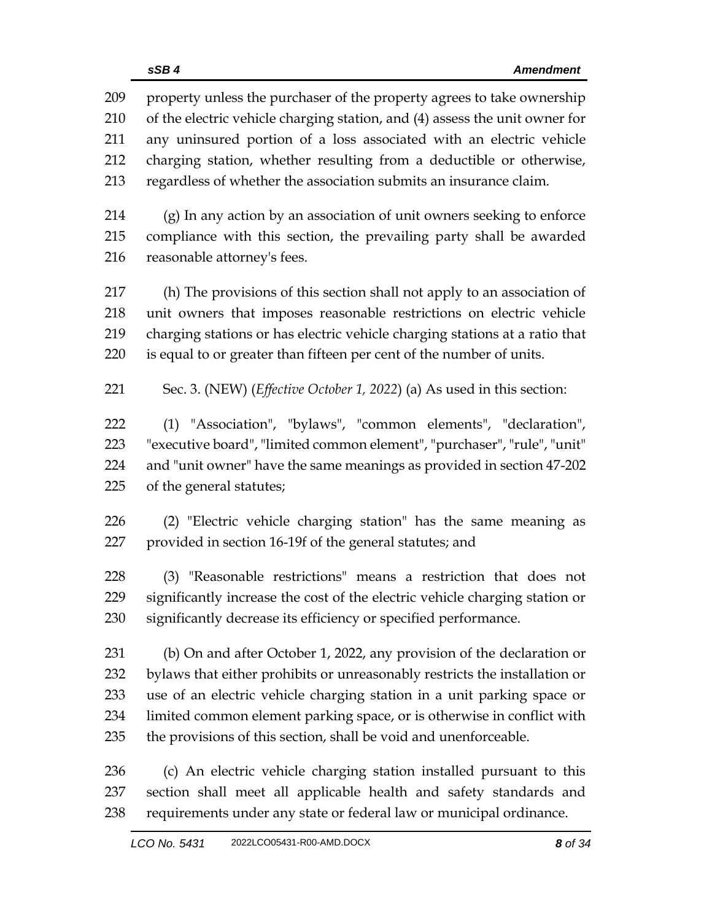property unless the purchaser of the property agrees to take ownership of the electric vehicle charging station, and (4) assess the unit owner for any uninsured portion of a loss associated with an electric vehicle charging station, whether resulting from a deductible or otherwise, regardless of whether the association submits an insurance claim.

(g) In any action by an association of unit owners seeking to enforce compliance with this section, the prevailing party shall be awarded reasonable attorney's fees.

(h) The provisions of this section shall not apply to an association of unit owners that imposes reasonable restrictions on electric vehicle charging stations or has electric vehicle charging stations at a ratio that is equal to or greater than fifteen per cent of the number of units.

Sec. 3. (NEW) (*Effective October 1, 2022*) (a) As used in this section:

(1) "Association", "bylaws", "common elements", "declaration", "executive board", "limited common element", "purchaser", "rule", "unit" and "unit owner" have the same meanings as provided in section 47-202 of the general statutes;

(2) "Electric vehicle charging station" has the same meaning as provided in section 16-19f of the general statutes; and

(3) "Reasonable restrictions" means a restriction that does not significantly increase the cost of the electric vehicle charging station or significantly decrease its efficiency or specified performance.

(b) On and after October 1, 2022, any provision of the declaration or bylaws that either prohibits or unreasonably restricts the installation or use of an electric vehicle charging station in a unit parking space or limited common element parking space, or is otherwise in conflict with the provisions of this section, shall be void and unenforceable.

(c) An electric vehicle charging station installed pursuant to this section shall meet all applicable health and safety standards and requirements under any state or federal law or municipal ordinance.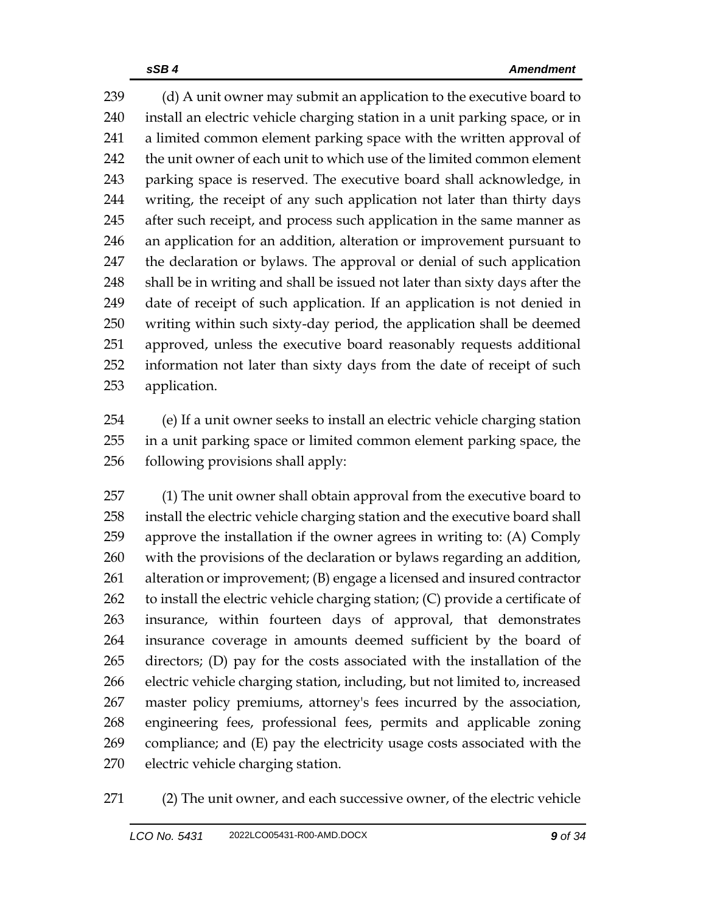(d) A unit owner may submit an application to the executive board to install an electric vehicle charging station in a unit parking space, or in a limited common element parking space with the written approval of the unit owner of each unit to which use of the limited common element parking space is reserved. The executive board shall acknowledge, in writing, the receipt of any such application not later than thirty days after such receipt, and process such application in the same manner as an application for an addition, alteration or improvement pursuant to the declaration or bylaws. The approval or denial of such application shall be in writing and shall be issued not later than sixty days after the date of receipt of such application. If an application is not denied in writing within such sixty-day period, the application shall be deemed approved, unless the executive board reasonably requests additional information not later than sixty days from the date of receipt of such application.

(e) If a unit owner seeks to install an electric vehicle charging station in a unit parking space or limited common element parking space, the following provisions shall apply:

(1) The unit owner shall obtain approval from the executive board to install the electric vehicle charging station and the executive board shall approve the installation if the owner agrees in writing to: (A) Comply with the provisions of the declaration or bylaws regarding an addition, alteration or improvement; (B) engage a licensed and insured contractor to install the electric vehicle charging station; (C) provide a certificate of insurance, within fourteen days of approval, that demonstrates insurance coverage in amounts deemed sufficient by the board of directors; (D) pay for the costs associated with the installation of the electric vehicle charging station, including, but not limited to, increased master policy premiums, attorney's fees incurred by the association, engineering fees, professional fees, permits and applicable zoning compliance; and (E) pay the electricity usage costs associated with the electric vehicle charging station.

(2) The unit owner, and each successive owner, of the electric vehicle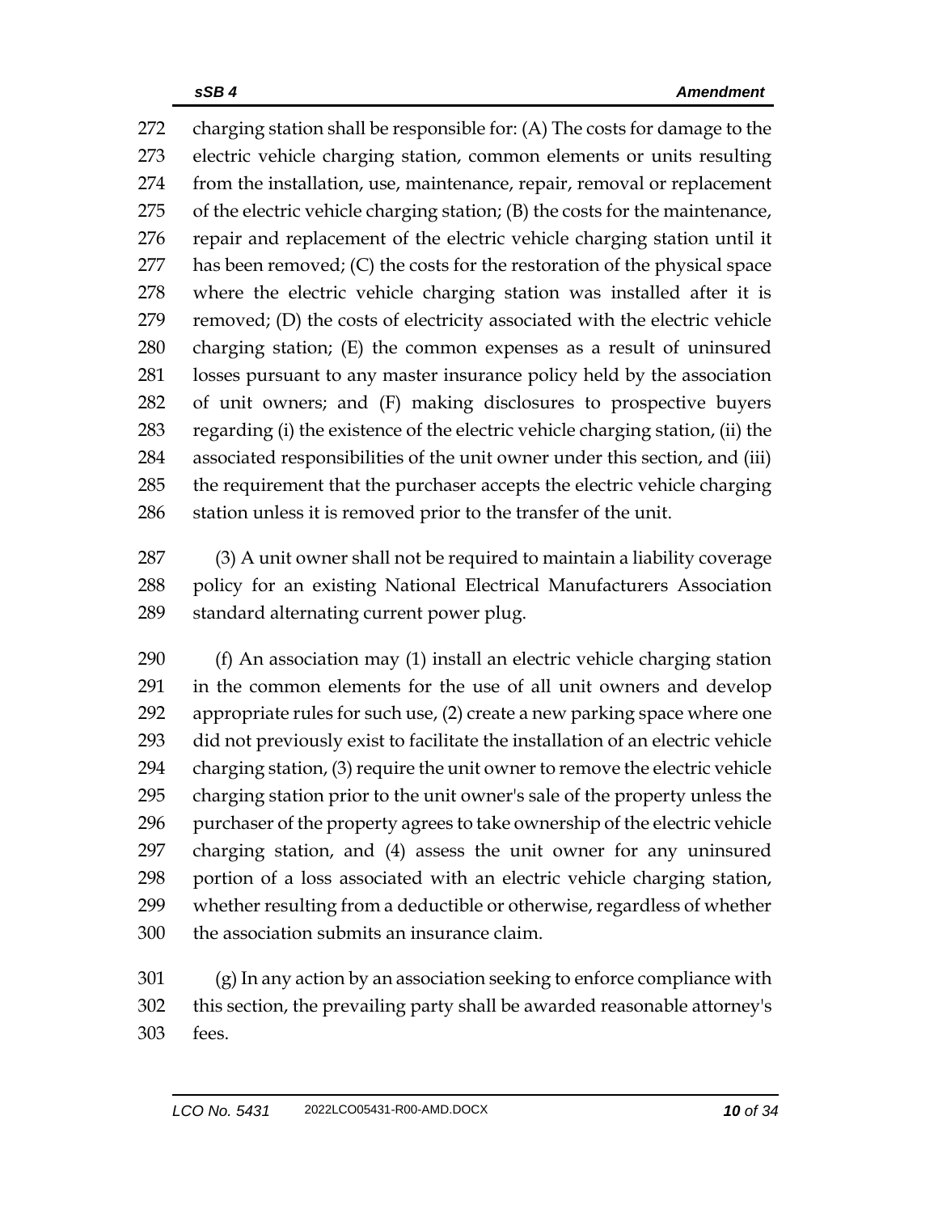charging station shall be responsible for: (A) The costs for damage to the electric vehicle charging station, common elements or units resulting from the installation, use, maintenance, repair, removal or replacement of the electric vehicle charging station; (B) the costs for the maintenance, repair and replacement of the electric vehicle charging station until it has been removed; (C) the costs for the restoration of the physical space where the electric vehicle charging station was installed after it is removed; (D) the costs of electricity associated with the electric vehicle charging station; (E) the common expenses as a result of uninsured losses pursuant to any master insurance policy held by the association of unit owners; and (F) making disclosures to prospective buyers regarding (i) the existence of the electric vehicle charging station, (ii) the associated responsibilities of the unit owner under this section, and (iii) the requirement that the purchaser accepts the electric vehicle charging station unless it is removed prior to the transfer of the unit.

(3) A unit owner shall not be required to maintain a liability coverage policy for an existing National Electrical Manufacturers Association standard alternating current power plug.

(f) An association may (1) install an electric vehicle charging station in the common elements for the use of all unit owners and develop appropriate rules for such use, (2) create a new parking space where one did not previously exist to facilitate the installation of an electric vehicle charging station, (3) require the unit owner to remove the electric vehicle charging station prior to the unit owner's sale of the property unless the purchaser of the property agrees to take ownership of the electric vehicle charging station, and (4) assess the unit owner for any uninsured portion of a loss associated with an electric vehicle charging station, whether resulting from a deductible or otherwise, regardless of whether the association submits an insurance claim.

(g) In any action by an association seeking to enforce compliance with this section, the prevailing party shall be awarded reasonable attorney's fees.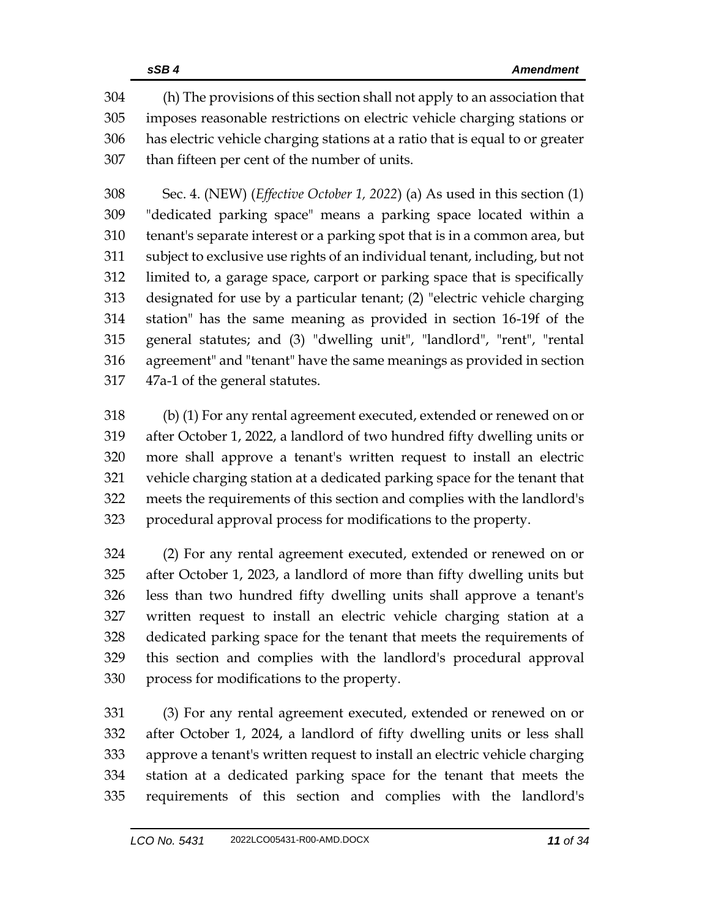(h) The provisions of this section shall not apply to an association that imposes reasonable restrictions on electric vehicle charging stations or has electric vehicle charging stations at a ratio that is equal to or greater than fifteen per cent of the number of units.

Sec. 4. (NEW) (*Effective October 1, 2022*) (a) As used in this section (1) "dedicated parking space" means a parking space located within a tenant's separate interest or a parking spot that is in a common area, but subject to exclusive use rights of an individual tenant, including, but not limited to, a garage space, carport or parking space that is specifically designated for use by a particular tenant; (2) "electric vehicle charging station" has the same meaning as provided in section 16-19f of the general statutes; and (3) "dwelling unit", "landlord", "rent", "rental agreement" and "tenant" have the same meanings as provided in section 47a-1 of the general statutes.

(b) (1) For any rental agreement executed, extended or renewed on or after October 1, 2022, a landlord of two hundred fifty dwelling units or more shall approve a tenant's written request to install an electric vehicle charging station at a dedicated parking space for the tenant that meets the requirements of this section and complies with the landlord's procedural approval process for modifications to the property.

(2) For any rental agreement executed, extended or renewed on or after October 1, 2023, a landlord of more than fifty dwelling units but less than two hundred fifty dwelling units shall approve a tenant's written request to install an electric vehicle charging station at a dedicated parking space for the tenant that meets the requirements of this section and complies with the landlord's procedural approval process for modifications to the property.

(3) For any rental agreement executed, extended or renewed on or after October 1, 2024, a landlord of fifty dwelling units or less shall approve a tenant's written request to install an electric vehicle charging station at a dedicated parking space for the tenant that meets the requirements of this section and complies with the landlord's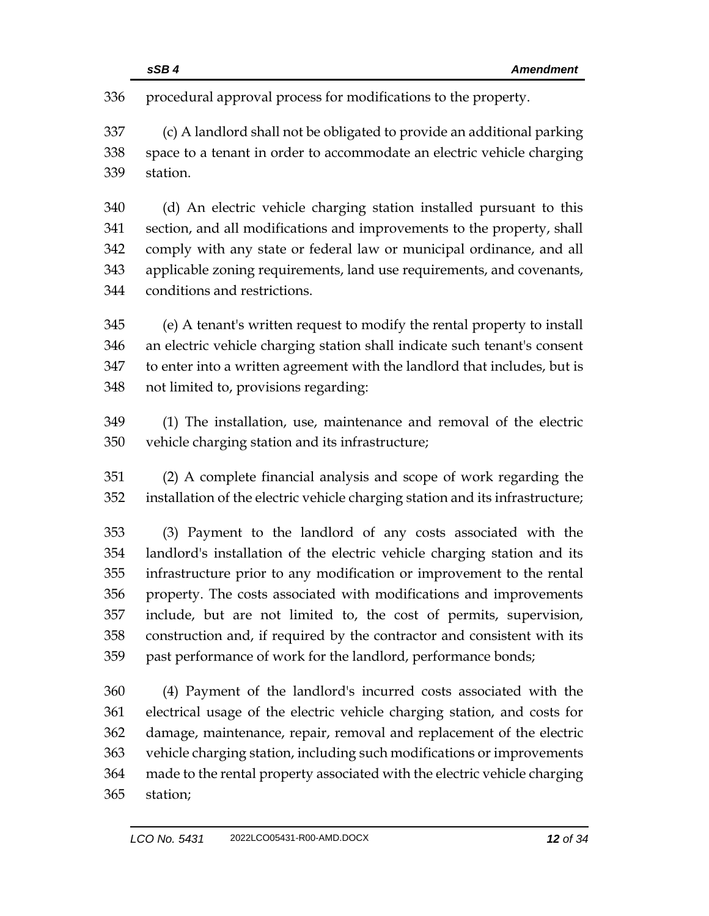procedural approval process for modifications to the property.

(c) A landlord shall not be obligated to provide an additional parking space to a tenant in order to accommodate an electric vehicle charging station.

(d) An electric vehicle charging station installed pursuant to this section, and all modifications and improvements to the property, shall comply with any state or federal law or municipal ordinance, and all applicable zoning requirements, land use requirements, and covenants, conditions and restrictions.

(e) A tenant's written request to modify the rental property to install an electric vehicle charging station shall indicate such tenant's consent to enter into a written agreement with the landlord that includes, but is not limited to, provisions regarding:

(1) The installation, use, maintenance and removal of the electric vehicle charging station and its infrastructure;

(2) A complete financial analysis and scope of work regarding the installation of the electric vehicle charging station and its infrastructure;

(3) Payment to the landlord of any costs associated with the landlord's installation of the electric vehicle charging station and its infrastructure prior to any modification or improvement to the rental property. The costs associated with modifications and improvements include, but are not limited to, the cost of permits, supervision, construction and, if required by the contractor and consistent with its past performance of work for the landlord, performance bonds;

(4) Payment of the landlord's incurred costs associated with the electrical usage of the electric vehicle charging station, and costs for damage, maintenance, repair, removal and replacement of the electric vehicle charging station, including such modifications or improvements made to the rental property associated with the electric vehicle charging station;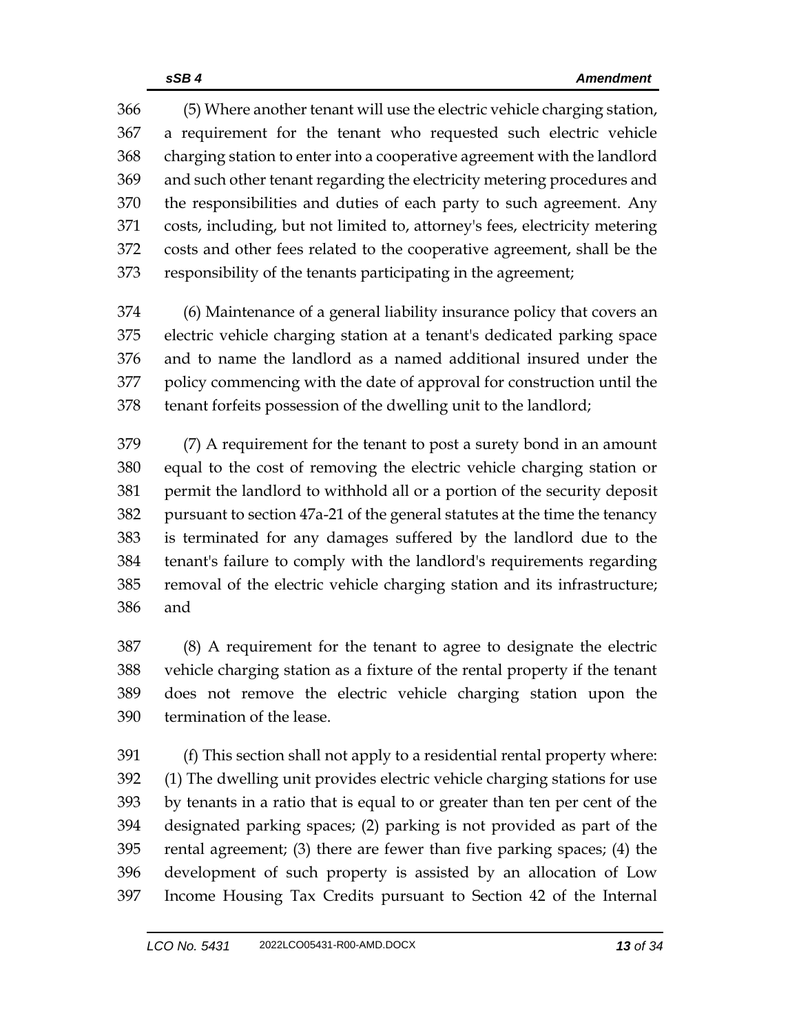(5) Where another tenant will use the electric vehicle charging station, a requirement for the tenant who requested such electric vehicle charging station to enter into a cooperative agreement with the landlord and such other tenant regarding the electricity metering procedures and the responsibilities and duties of each party to such agreement. Any costs, including, but not limited to, attorney's fees, electricity metering costs and other fees related to the cooperative agreement, shall be the responsibility of the tenants participating in the agreement;

(6) Maintenance of a general liability insurance policy that covers an electric vehicle charging station at a tenant's dedicated parking space and to name the landlord as a named additional insured under the policy commencing with the date of approval for construction until the tenant forfeits possession of the dwelling unit to the landlord;

(7) A requirement for the tenant to post a surety bond in an amount equal to the cost of removing the electric vehicle charging station or permit the landlord to withhold all or a portion of the security deposit pursuant to section 47a-21 of the general statutes at the time the tenancy is terminated for any damages suffered by the landlord due to the tenant's failure to comply with the landlord's requirements regarding removal of the electric vehicle charging station and its infrastructure; and

(8) A requirement for the tenant to agree to designate the electric vehicle charging station as a fixture of the rental property if the tenant does not remove the electric vehicle charging station upon the termination of the lease.

(f) This section shall not apply to a residential rental property where: (1) The dwelling unit provides electric vehicle charging stations for use by tenants in a ratio that is equal to or greater than ten per cent of the designated parking spaces; (2) parking is not provided as part of the rental agreement; (3) there are fewer than five parking spaces; (4) the development of such property is assisted by an allocation of Low Income Housing Tax Credits pursuant to Section 42 of the Internal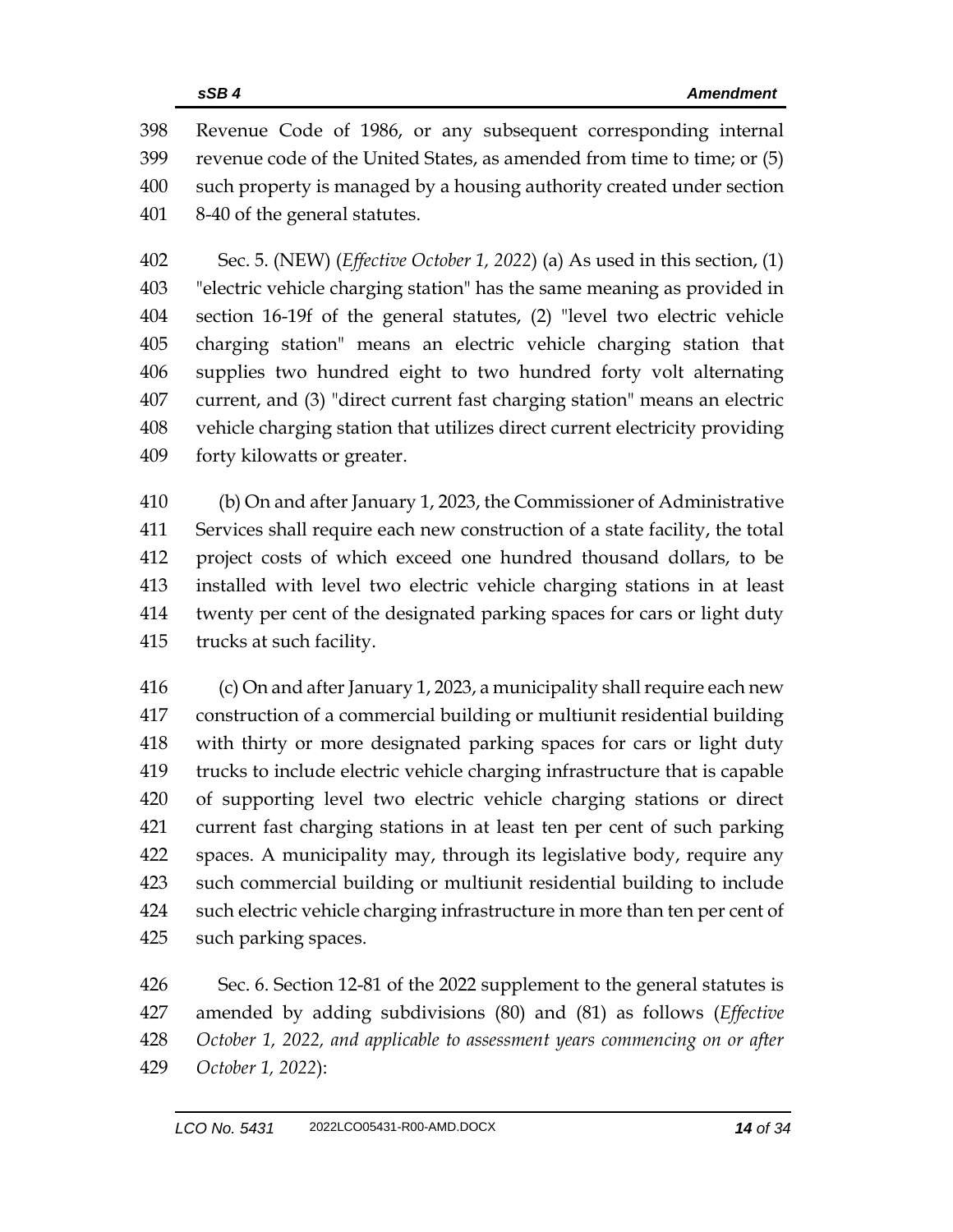398 Revenue Code of 1986, or any subsequent corresponding internal
399 revenue code of the United States, as amended from time to time; or (5)
400 such property is managed by a housing authority created under section
401 8-40 of the general statutes.

402 Sec. 5. (NEW) (*Effective October 1, 2022*) (a) As used in this section, (1)
403 "electric vehicle charging station" has the same meaning as provided in
404 section 16-19f of the general statutes, (2) "level two electric vehicle
405 charging station" means an electric vehicle charging station that
406 supplies two hundred eight to two hundred forty volt alternating
407 current, and (3) "direct current fast charging station" means an electric
408 vehicle charging station that utilizes direct current electricity providing
409 forty kilowatts or greater.

410 (b) On and after January 1, 2023, the Commissioner of Administrative
411 Services shall require each new construction of a state facility, the total
412 project costs of which exceed one hundred thousand dollars, to be
413 installed with level two electric vehicle charging stations in at least
414 twenty per cent of the designated parking spaces for cars or light duty
415 trucks at such facility.

416 (c) On and after January 1, 2023, a municipality shall require each new
417 construction of a commercial building or multiunit residential building
418 with thirty or more designated parking spaces for cars or light duty
419 trucks to include electric vehicle charging infrastructure that is capable
420 of supporting level two electric vehicle charging stations or direct
421 current fast charging stations in at least ten per cent of such parking
422 spaces. A municipality may, through its legislative body, require any
423 such commercial building or multiunit residential building to include
424 such electric vehicle charging infrastructure in more than ten per cent of
425 such parking spaces.

426 Sec. 6. Section 12-81 of the 2022 supplement to the general statutes is
427 amended by adding subdivisions (80) and (81) as follows (*Effective*
428 *October 1, 2022, and applicable to assessment years commencing on or after*
429 *October 1, 2022*):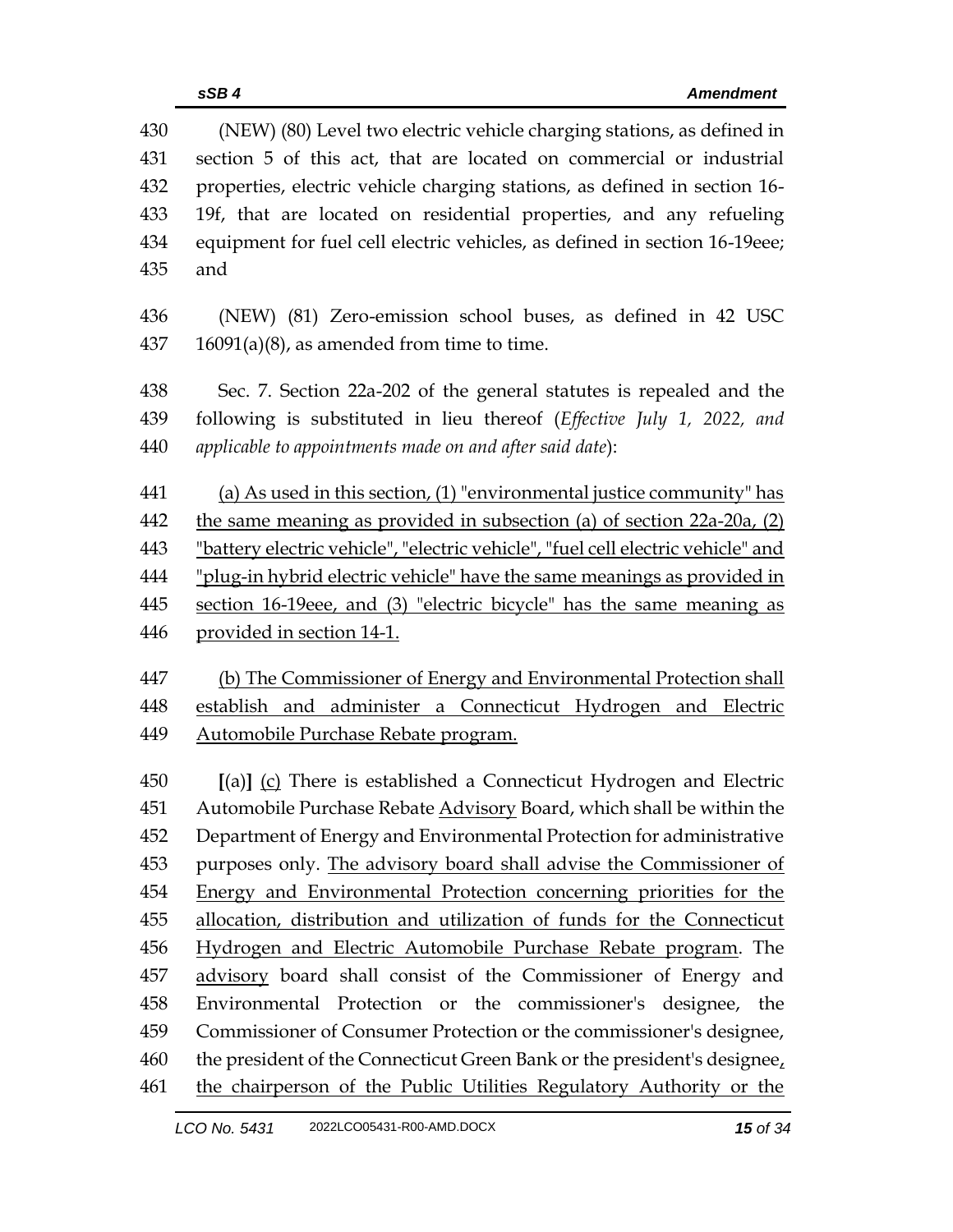430 (NEW) (80) Level two electric vehicle charging stations, as defined in
431 section 5 of this act, that are located on commercial or industrial
432 properties, electric vehicle charging stations, as defined in section 16-
433 19f, that are located on residential properties, and any refueling
434 equipment for fuel cell electric vehicles, as defined in section 16-19eee;
435 and

436 (NEW) (81) Zero-emission school buses, as defined in 42 USC
437 16091(a)(8), as amended from time to time.

438 Sec. 7. Section 22a-202 of the general statutes is repealed and the
439 following is substituted in lieu thereof (*Effective July 1, 2022, and*
440 *applicable to appointments made on and after said date*):

441 <u>(a) As used in this section, (1) "environmental justice community" has</u>
442 <u>the same meaning as provided in subsection (a) of section 22a-20a, (2)</u>
443 <u>"battery electric vehicle", "electric vehicle", "fuel cell electric vehicle" and</u>
444 <u>"plug-in hybrid electric vehicle" have the same meanings as provided in</u>
445 <u>section 16-19eee, and (3) "electric bicycle" has the same meaning as</u>
446 <u>provided in section 14-1.</u>

447 <u>(b) The Commissioner of Energy and Environmental Protection shall</u>
448 <u>establish and administer a Connecticut Hydrogen and Electric</u>
449 <u>Automobile Purchase Rebate program.</u>

450 **[**(a)**]** <u>(c)</u> There is established a Connecticut Hydrogen and Electric
451 Automobile Purchase Rebate <u>Advisory</u> Board, which shall be within the
452 Department of Energy and Environmental Protection for administrative
453 purposes only. <u>The advisory board shall advise the Commissioner of</u>
454 <u>Energy and Environmental Protection concerning priorities for the</u>
455 <u>allocation, distribution and utilization of funds for the Connecticut</u>
456 <u>Hydrogen and Electric Automobile Purchase Rebate program</u>. The
457 <u>advisory</u> board shall consist of the Commissioner of Energy and
458 Environmental Protection or the commissioner's designee, the
459 Commissioner of Consumer Protection or the commissioner's designee,
460 the president of the Connecticut Green Bank or the president's designee<u>,</u>
461 <u>the chairperson of the Public Utilities Regulatory Authority or the</u>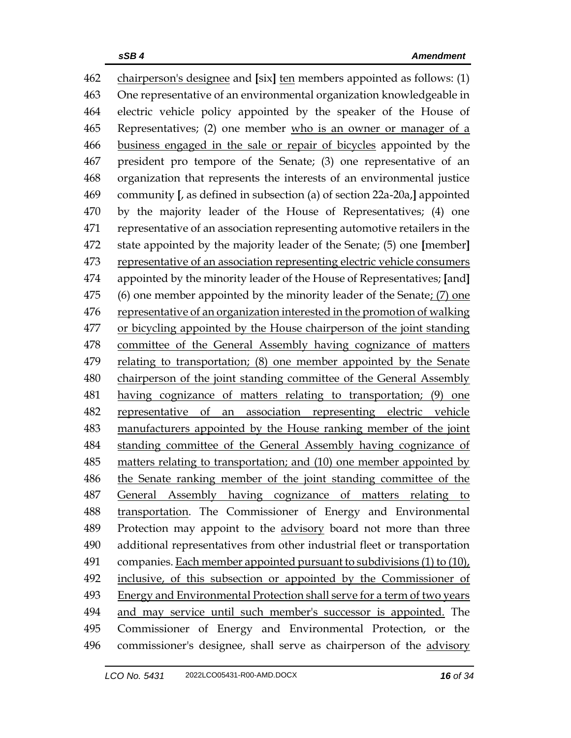chairperson's designee and [six] ten members appointed as follows: (1) One representative of an environmental organization knowledgeable in electric vehicle policy appointed by the speaker of the House of Representatives; (2) one member who is an owner or manager of a business engaged in the sale or repair of bicycles appointed by the president pro tempore of the Senate; (3) one representative of an organization that represents the interests of an environmental justice community [, as defined in subsection (a) of section 22a-20a,] appointed by the majority leader of the House of Representatives; (4) one representative of an association representing automotive retailers in the state appointed by the majority leader of the Senate; (5) one [member] representative of an association representing electric vehicle consumers appointed by the minority leader of the House of Representatives; [and] (6) one member appointed by the minority leader of the Senate; (7) one representative of an organization interested in the promotion of walking or bicycling appointed by the House chairperson of the joint standing committee of the General Assembly having cognizance of matters relating to transportation; (8) one member appointed by the Senate chairperson of the joint standing committee of the General Assembly having cognizance of matters relating to transportation; (9) one representative of an association representing electric vehicle manufacturers appointed by the House ranking member of the joint standing committee of the General Assembly having cognizance of matters relating to transportation; and (10) one member appointed by the Senate ranking member of the joint standing committee of the General Assembly having cognizance of matters relating to transportation. The Commissioner of Energy and Environmental Protection may appoint to the advisory board not more than three additional representatives from other industrial fleet or transportation companies. Each member appointed pursuant to subdivisions (1) to (10), inclusive, of this subsection or appointed by the Commissioner of Energy and Environmental Protection shall serve for a term of two years and may service until such member's successor is appointed. The Commissioner of Energy and Environmental Protection, or the commissioner's designee, shall serve as chairperson of the advisory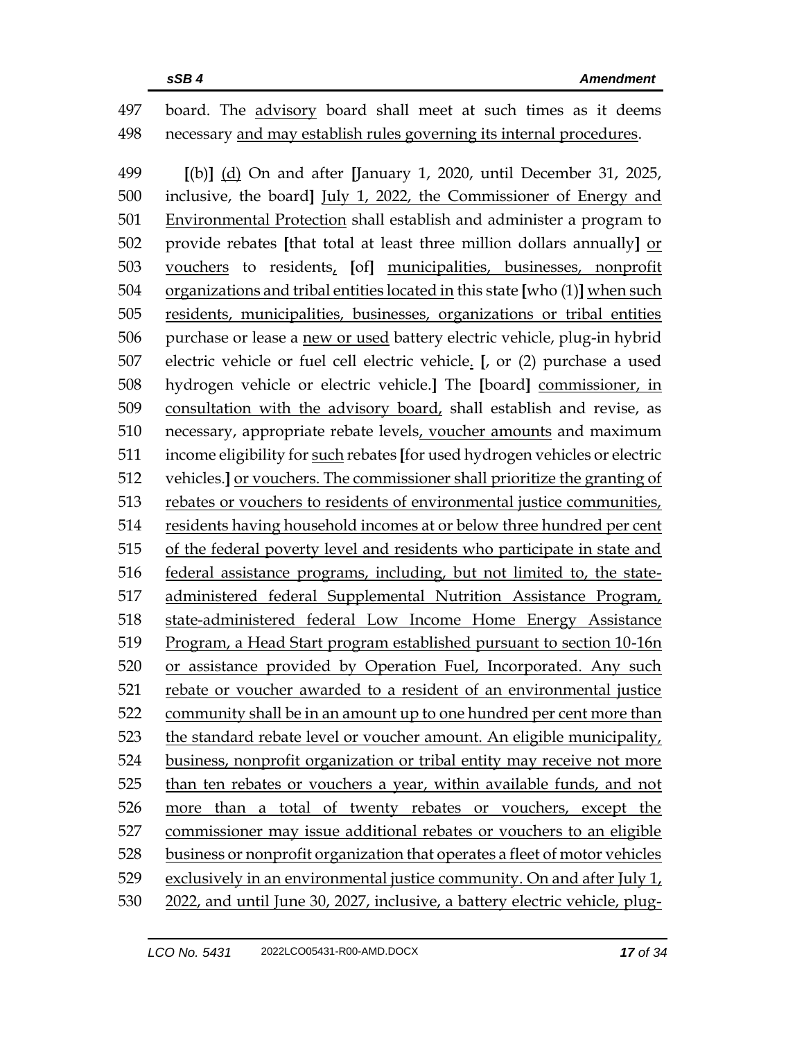board. The advisory board shall meet at such times as it deems necessary and may establish rules governing its internal procedures.

[(b)] (d) On and after [January 1, 2020, until December 31, 2025, inclusive, the board] July 1, 2022, the Commissioner of Energy and Environmental Protection shall establish and administer a program to provide rebates [that total at least three million dollars annually] or vouchers to residents, [of] municipalities, businesses, nonprofit organizations and tribal entities located in this state [who (1)] when such residents, municipalities, businesses, organizations or tribal entities purchase or lease a new or used battery electric vehicle, plug-in hybrid electric vehicle or fuel cell electric vehicle. [, or (2) purchase a used hydrogen vehicle or electric vehicle.] The [board] commissioner, in consultation with the advisory board, shall establish and revise, as necessary, appropriate rebate levels, voucher amounts and maximum income eligibility for such rebates [for used hydrogen vehicles or electric vehicles.] or vouchers. The commissioner shall prioritize the granting of rebates or vouchers to residents of environmental justice communities, residents having household incomes at or below three hundred per cent of the federal poverty level and residents who participate in state and federal assistance programs, including, but not limited to, the state-administered federal Supplemental Nutrition Assistance Program, state-administered federal Low Income Home Energy Assistance Program, a Head Start program established pursuant to section 10-16n or assistance provided by Operation Fuel, Incorporated. Any such rebate or voucher awarded to a resident of an environmental justice community shall be in an amount up to one hundred per cent more than the standard rebate level or voucher amount. An eligible municipality, business, nonprofit organization or tribal entity may receive not more than ten rebates or vouchers a year, within available funds, and not more than a total of twenty rebates or vouchers, except the commissioner may issue additional rebates or vouchers to an eligible business or nonprofit organization that operates a fleet of motor vehicles exclusively in an environmental justice community. On and after July 1, 2022, and until June 30, 2027, inclusive, a battery electric vehicle, plug-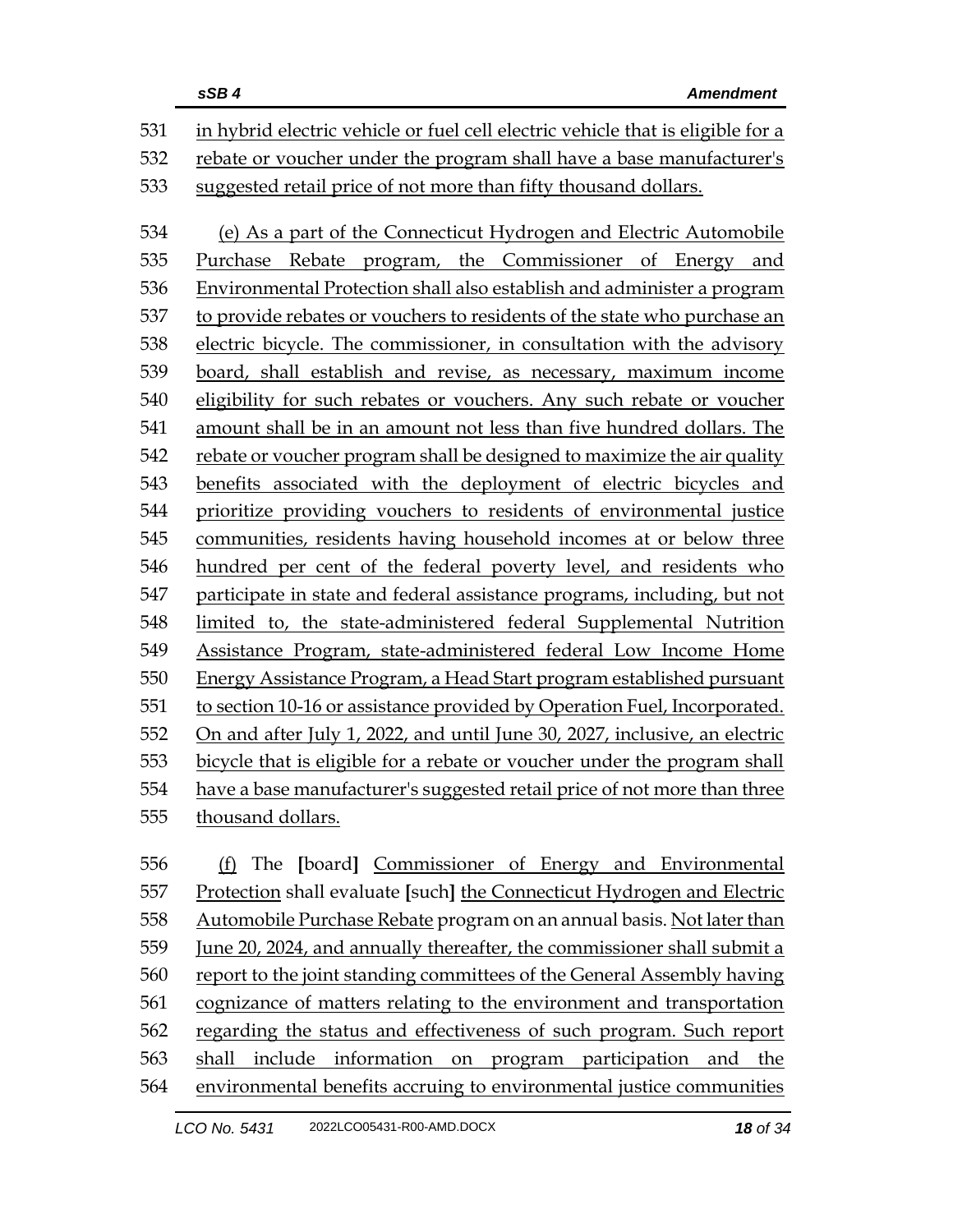in hybrid electric vehicle or fuel cell electric vehicle that is eligible for a rebate or voucher under the program shall have a base manufacturer's suggested retail price of not more than fifty thousand dollars.

(e) As a part of the Connecticut Hydrogen and Electric Automobile Purchase Rebate program, the Commissioner of Energy and Environmental Protection shall also establish and administer a program to provide rebates or vouchers to residents of the state who purchase an electric bicycle. The commissioner, in consultation with the advisory board, shall establish and revise, as necessary, maximum income eligibility for such rebates or vouchers. Any such rebate or voucher amount shall be in an amount not less than five hundred dollars. The rebate or voucher program shall be designed to maximize the air quality benefits associated with the deployment of electric bicycles and prioritize providing vouchers to residents of environmental justice communities, residents having household incomes at or below three hundred per cent of the federal poverty level, and residents who participate in state and federal assistance programs, including, but not limited to, the state-administered federal Supplemental Nutrition Assistance Program, state-administered federal Low Income Home Energy Assistance Program, a Head Start program established pursuant to section 10-16 or assistance provided by Operation Fuel, Incorporated. On and after July 1, 2022, and until June 30, 2027, inclusive, an electric bicycle that is eligible for a rebate or voucher under the program shall have a base manufacturer's suggested retail price of not more than three thousand dollars.

(f) The [board] Commissioner of Energy and Environmental Protection shall evaluate [such] the Connecticut Hydrogen and Electric Automobile Purchase Rebate program on an annual basis. Not later than June 20, 2024, and annually thereafter, the commissioner shall submit a report to the joint standing committees of the General Assembly having cognizance of matters relating to the environment and transportation regarding the status and effectiveness of such program. Such report shall include information on program participation and the environmental benefits accruing to environmental justice communities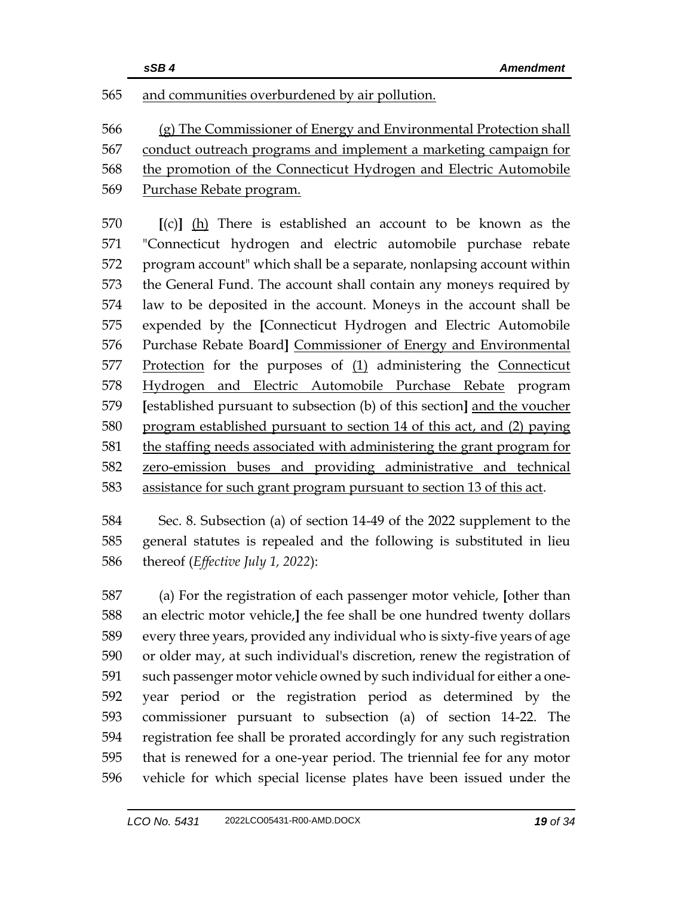565 and communities overburdened by air pollution.

566 (g) The Commissioner of Energy and Environmental Protection shall
567 conduct outreach programs and implement a marketing campaign for
568 the promotion of the Connecticut Hydrogen and Electric Automobile
569 Purchase Rebate program.

570 [(c)] (h) There is established an account to be known as the
571 "Connecticut hydrogen and electric automobile purchase rebate
572 program account" which shall be a separate, nonlapsing account within
573 the General Fund. The account shall contain any moneys required by
574 law to be deposited in the account. Moneys in the account shall be
575 expended by the [Connecticut Hydrogen and Electric Automobile
576 Purchase Rebate Board] Commissioner of Energy and Environmental
577 Protection for the purposes of (1) administering the Connecticut
578 Hydrogen and Electric Automobile Purchase Rebate program
579 [established pursuant to subsection (b) of this section] and the voucher
580 program established pursuant to section 14 of this act, and (2) paying
581 the staffing needs associated with administering the grant program for
582 zero-emission buses and providing administrative and technical
583 assistance for such grant program pursuant to section 13 of this act.

584 Sec. 8. Subsection (a) of section 14-49 of the 2022 supplement to the
585 general statutes is repealed and the following is substituted in lieu
586 thereof (*Effective July 1, 2022*):

587 (a) For the registration of each passenger motor vehicle, [other than
588 an electric motor vehicle,] the fee shall be one hundred twenty dollars
589 every three years, provided any individual who is sixty-five years of age
590 or older may, at such individual's discretion, renew the registration of
591 such passenger motor vehicle owned by such individual for either a one-
592 year period or the registration period as determined by the
593 commissioner pursuant to subsection (a) of section 14-22. The
594 registration fee shall be prorated accordingly for any such registration
595 that is renewed for a one-year period. The triennial fee for any motor
596 vehicle for which special license plates have been issued under the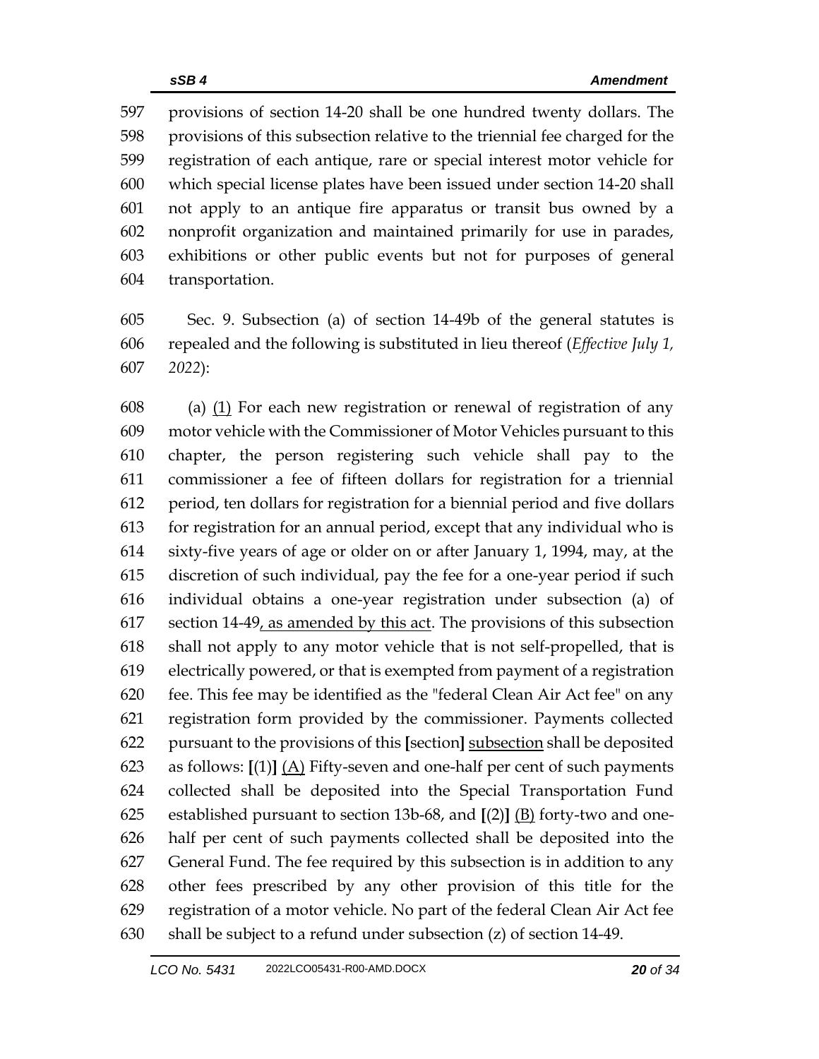provisions of section 14-20 shall be one hundred twenty dollars. The provisions of this subsection relative to the triennial fee charged for the registration of each antique, rare or special interest motor vehicle for which special license plates have been issued under section 14-20 shall not apply to an antique fire apparatus or transit bus owned by a nonprofit organization and maintained primarily for use in parades, exhibitions or other public events but not for purposes of general transportation.

Sec. 9. Subsection (a) of section 14-49b of the general statutes is repealed and the following is substituted in lieu thereof (*Effective July 1, 2022*):

(a) (1) For each new registration or renewal of registration of any motor vehicle with the Commissioner of Motor Vehicles pursuant to this chapter, the person registering such vehicle shall pay to the commissioner a fee of fifteen dollars for registration for a triennial period, ten dollars for registration for a biennial period and five dollars for registration for an annual period, except that any individual who is sixty-five years of age or older on or after January 1, 1994, may, at the discretion of such individual, pay the fee for a one-year period if such individual obtains a one-year registration under subsection (a) of section 14-49, as amended by this act. The provisions of this subsection shall not apply to any motor vehicle that is not self-propelled, that is electrically powered, or that is exempted from payment of a registration fee. This fee may be identified as the "federal Clean Air Act fee" on any registration form provided by the commissioner. Payments collected pursuant to the provisions of this [section] subsection shall be deposited as follows: [(1)] (A) Fifty-seven and one-half per cent of such payments collected shall be deposited into the Special Transportation Fund established pursuant to section 13b-68, and [(2)] (B) forty-two and one-half per cent of such payments collected shall be deposited into the General Fund. The fee required by this subsection is in addition to any other fees prescribed by any other provision of this title for the registration of a motor vehicle. No part of the federal Clean Air Act fee shall be subject to a refund under subsection (z) of section 14-49.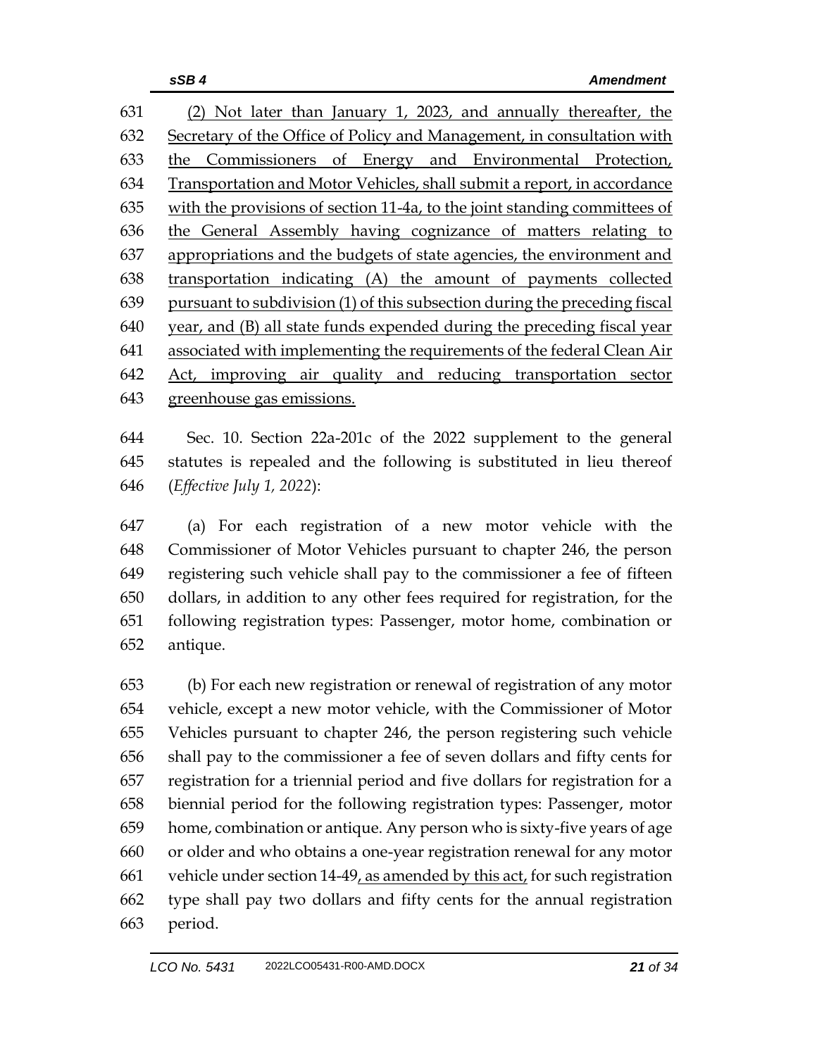631 (2) Not later than January 1, 2023, and annually thereafter, the
632 Secretary of the Office of Policy and Management, in consultation with
633 the Commissioners of Energy and Environmental Protection,
634 Transportation and Motor Vehicles, shall submit a report, in accordance
635 with the provisions of section 11-4a, to the joint standing committees of
636 the General Assembly having cognizance of matters relating to
637 appropriations and the budgets of state agencies, the environment and
638 transportation indicating (A) the amount of payments collected
639 pursuant to subdivision (1) of this subsection during the preceding fiscal
640 year, and (B) all state funds expended during the preceding fiscal year
641 associated with implementing the requirements of the federal Clean Air
642 Act, improving air quality and reducing transportation sector
643 greenhouse gas emissions.

644 Sec. 10. Section 22a-201c of the 2022 supplement to the general
645 statutes is repealed and the following is substituted in lieu thereof
646 (*Effective July 1, 2022*):

647 (a) For each registration of a new motor vehicle with the
648 Commissioner of Motor Vehicles pursuant to chapter 246, the person
649 registering such vehicle shall pay to the commissioner a fee of fifteen
650 dollars, in addition to any other fees required for registration, for the
651 following registration types: Passenger, motor home, combination or
652 antique.

653 (b) For each new registration or renewal of registration of any motor
654 vehicle, except a new motor vehicle, with the Commissioner of Motor
655 Vehicles pursuant to chapter 246, the person registering such vehicle
656 shall pay to the commissioner a fee of seven dollars and fifty cents for
657 registration for a triennial period and five dollars for registration for a
658 biennial period for the following registration types: Passenger, motor
659 home, combination or antique. Any person who is sixty-five years of age
660 or older and who obtains a one-year registration renewal for any motor
661 vehicle under section 14-49, as amended by this act, for such registration
662 type shall pay two dollars and fifty cents for the annual registration
663 period.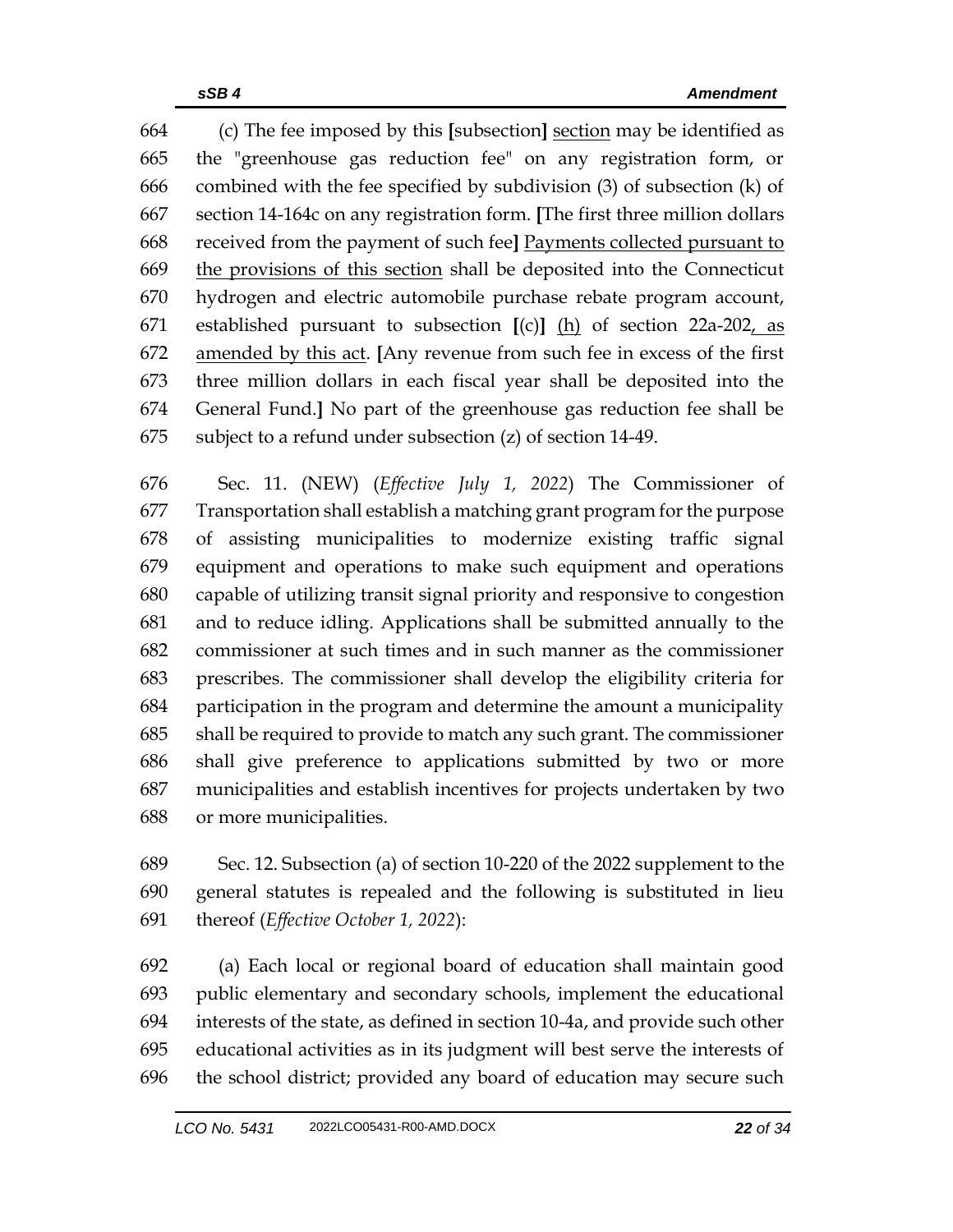664 (c) The fee imposed by this [subsection] section may be identified as
665 the "greenhouse gas reduction fee" on any registration form, or
666 combined with the fee specified by subdivision (3) of subsection (k) of
667 section 14-164c on any registration form. [The first three million dollars
668 received from the payment of such fee] Payments collected pursuant to
669 the provisions of this section shall be deposited into the Connecticut
670 hydrogen and electric automobile purchase rebate program account,
671 established pursuant to subsection [(c)] (h) of section 22a-202, as
672 amended by this act. [Any revenue from such fee in excess of the first
673 three million dollars in each fiscal year shall be deposited into the
674 General Fund.] No part of the greenhouse gas reduction fee shall be
675 subject to a refund under subsection (z) of section 14-49.

676 Sec. 11. (NEW) (*Effective July 1, 2022*) The Commissioner of
677 Transportation shall establish a matching grant program for the purpose
678 of assisting municipalities to modernize existing traffic signal
679 equipment and operations to make such equipment and operations
680 capable of utilizing transit signal priority and responsive to congestion
681 and to reduce idling. Applications shall be submitted annually to the
682 commissioner at such times and in such manner as the commissioner
683 prescribes. The commissioner shall develop the eligibility criteria for
684 participation in the program and determine the amount a municipality
685 shall be required to provide to match any such grant. The commissioner
686 shall give preference to applications submitted by two or more
687 municipalities and establish incentives for projects undertaken by two
688 or more municipalities.

689 Sec. 12. Subsection (a) of section 10-220 of the 2022 supplement to the
690 general statutes is repealed and the following is substituted in lieu
691 thereof (*Effective October 1, 2022*):

692 (a) Each local or regional board of education shall maintain good
693 public elementary and secondary schools, implement the educational
694 interests of the state, as defined in section 10-4a, and provide such other
695 educational activities as in its judgment will best serve the interests of
696 the school district; provided any board of education may secure such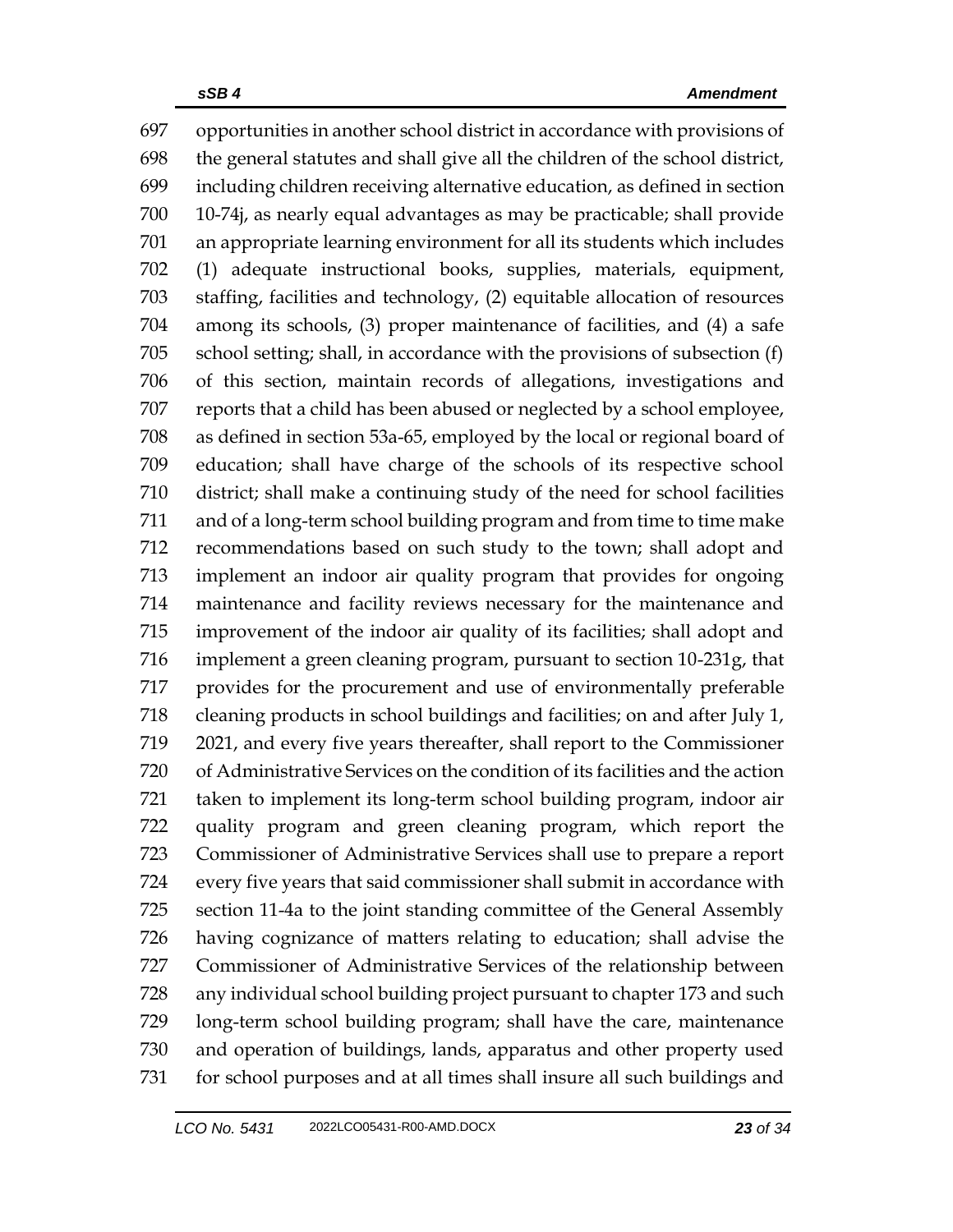opportunities in another school district in accordance with provisions of the general statutes and shall give all the children of the school district, including children receiving alternative education, as defined in section 10-74j, as nearly equal advantages as may be practicable; shall provide an appropriate learning environment for all its students which includes (1) adequate instructional books, supplies, materials, equipment, staffing, facilities and technology, (2) equitable allocation of resources among its schools, (3) proper maintenance of facilities, and (4) a safe school setting; shall, in accordance with the provisions of subsection (f) of this section, maintain records of allegations, investigations and reports that a child has been abused or neglected by a school employee, as defined in section 53a-65, employed by the local or regional board of education; shall have charge of the schools of its respective school district; shall make a continuing study of the need for school facilities and of a long-term school building program and from time to time make recommendations based on such study to the town; shall adopt and implement an indoor air quality program that provides for ongoing maintenance and facility reviews necessary for the maintenance and improvement of the indoor air quality of its facilities; shall adopt and implement a green cleaning program, pursuant to section 10-231g, that provides for the procurement and use of environmentally preferable cleaning products in school buildings and facilities; on and after July 1, 2021, and every five years thereafter, shall report to the Commissioner of Administrative Services on the condition of its facilities and the action taken to implement its long-term school building program, indoor air quality program and green cleaning program, which report the Commissioner of Administrative Services shall use to prepare a report every five years that said commissioner shall submit in accordance with section 11-4a to the joint standing committee of the General Assembly having cognizance of matters relating to education; shall advise the Commissioner of Administrative Services of the relationship between any individual school building project pursuant to chapter 173 and such long-term school building program; shall have the care, maintenance and operation of buildings, lands, apparatus and other property used for school purposes and at all times shall insure all such buildings and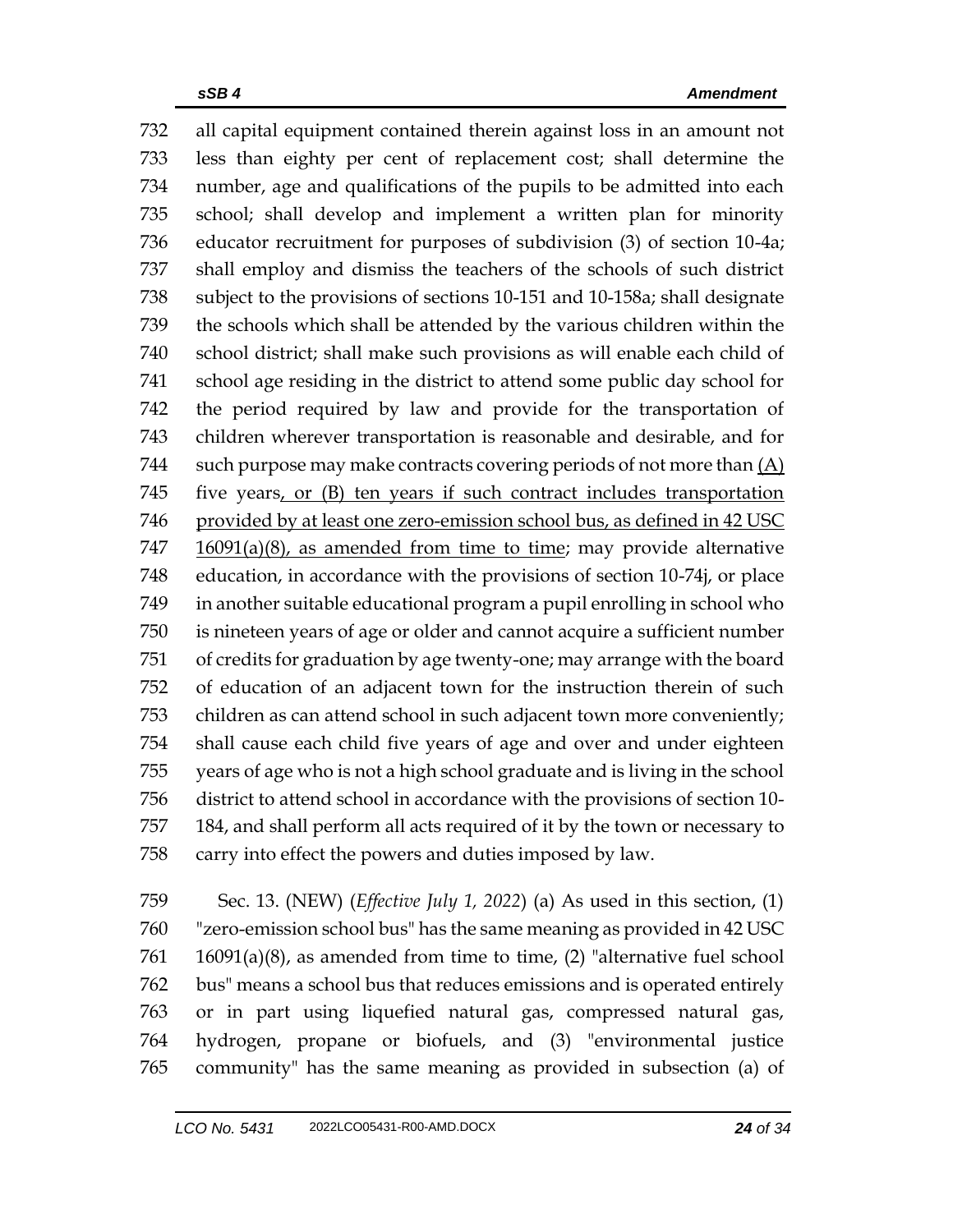732 all capital equipment contained therein against loss in an amount not
733 less than eighty per cent of replacement cost; shall determine the
734 number, age and qualifications of the pupils to be admitted into each
735 school; shall develop and implement a written plan for minority
736 educator recruitment for purposes of subdivision (3) of section 10-4a;
737 shall employ and dismiss the teachers of the schools of such district
738 subject to the provisions of sections 10-151 and 10-158a; shall designate
739 the schools which shall be attended by the various children within the
740 school district; shall make such provisions as will enable each child of
741 school age residing in the district to attend some public day school for
742 the period required by law and provide for the transportation of
743 children wherever transportation is reasonable and desirable, and for
744 such purpose may make contracts covering periods of not more than <u>(A)</u>
745 five years<u>, or (B) ten years if such contract includes transportation</u>
746 <u>provided by at least one zero-emission school bus, as defined in 42 USC</u>
747 <u>16091(a)(8), as amended from time to time</u>; may provide alternative
748 education, in accordance with the provisions of section 10-74j, or place
749 in another suitable educational program a pupil enrolling in school who
750 is nineteen years of age or older and cannot acquire a sufficient number
751 of credits for graduation by age twenty-one; may arrange with the board
752 of education of an adjacent town for the instruction therein of such
753 children as can attend school in such adjacent town more conveniently;
754 shall cause each child five years of age and over and under eighteen
755 years of age who is not a high school graduate and is living in the school
756 district to attend school in accordance with the provisions of section 10-
757 184, and shall perform all acts required of it by the town or necessary to
758 carry into effect the powers and duties imposed by law.

759 Sec. 13. (NEW) (*Effective July 1, 2022*) (a) As used in this section, (1)
760 "zero-emission school bus" has the same meaning as provided in 42 USC
761 16091(a)(8), as amended from time to time, (2) "alternative fuel school
762 bus" means a school bus that reduces emissions and is operated entirely
763 or in part using liquefied natural gas, compressed natural gas,
764 hydrogen, propane or biofuels, and (3) "environmental justice
765 community" has the same meaning as provided in subsection (a) of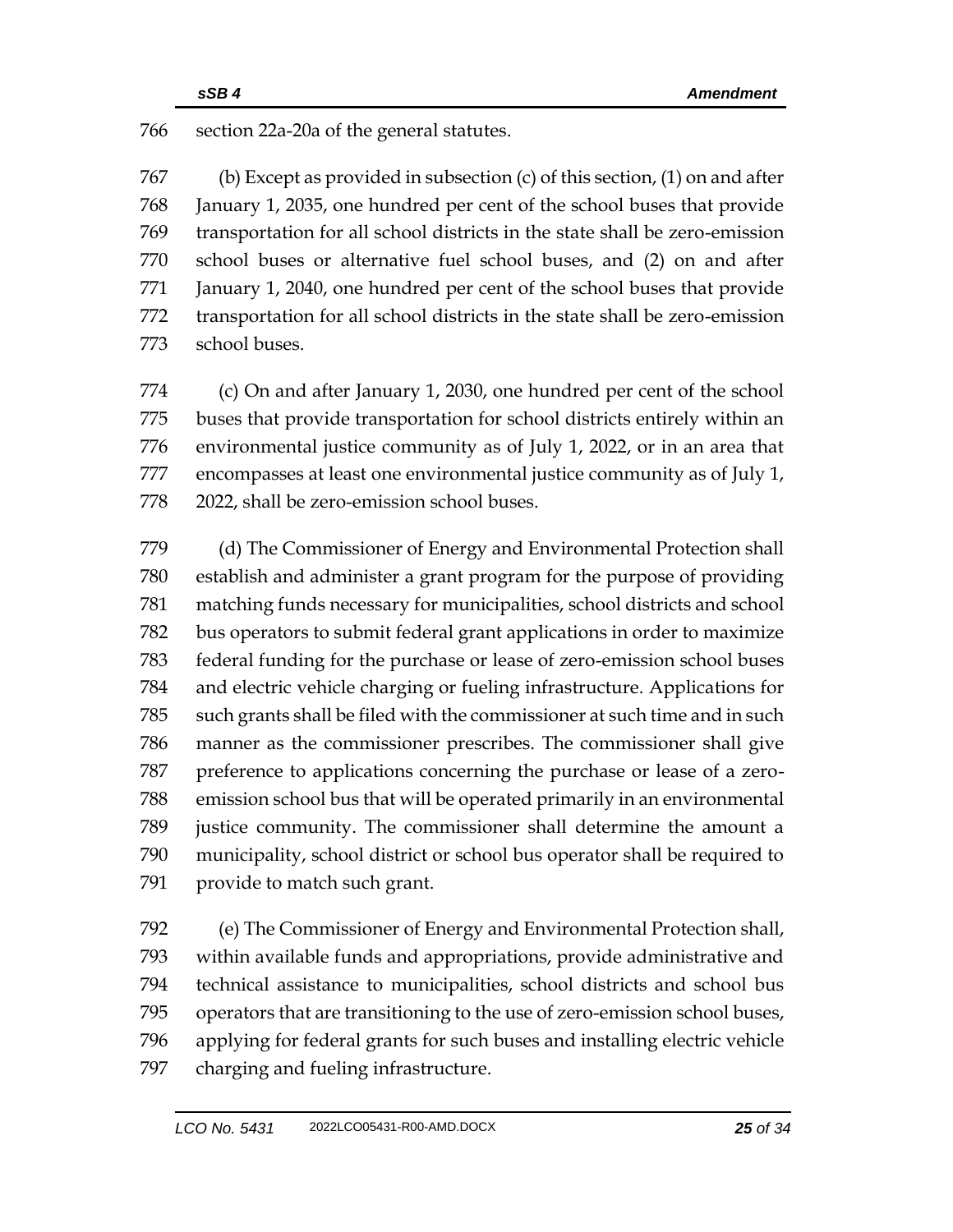section 22a-20a of the general statutes.

(b) Except as provided in subsection (c) of this section, (1) on and after January 1, 2035, one hundred per cent of the school buses that provide transportation for all school districts in the state shall be zero-emission school buses or alternative fuel school buses, and (2) on and after January 1, 2040, one hundred per cent of the school buses that provide transportation for all school districts in the state shall be zero-emission school buses.

(c) On and after January 1, 2030, one hundred per cent of the school buses that provide transportation for school districts entirely within an environmental justice community as of July 1, 2022, or in an area that encompasses at least one environmental justice community as of July 1, 2022, shall be zero-emission school buses.

(d) The Commissioner of Energy and Environmental Protection shall establish and administer a grant program for the purpose of providing matching funds necessary for municipalities, school districts and school bus operators to submit federal grant applications in order to maximize federal funding for the purchase or lease of zero-emission school buses and electric vehicle charging or fueling infrastructure. Applications for such grants shall be filed with the commissioner at such time and in such manner as the commissioner prescribes. The commissioner shall give preference to applications concerning the purchase or lease of a zero-emission school bus that will be operated primarily in an environmental justice community. The commissioner shall determine the amount a municipality, school district or school bus operator shall be required to provide to match such grant.

(e) The Commissioner of Energy and Environmental Protection shall, within available funds and appropriations, provide administrative and technical assistance to municipalities, school districts and school bus operators that are transitioning to the use of zero-emission school buses, applying for federal grants for such buses and installing electric vehicle charging and fueling infrastructure.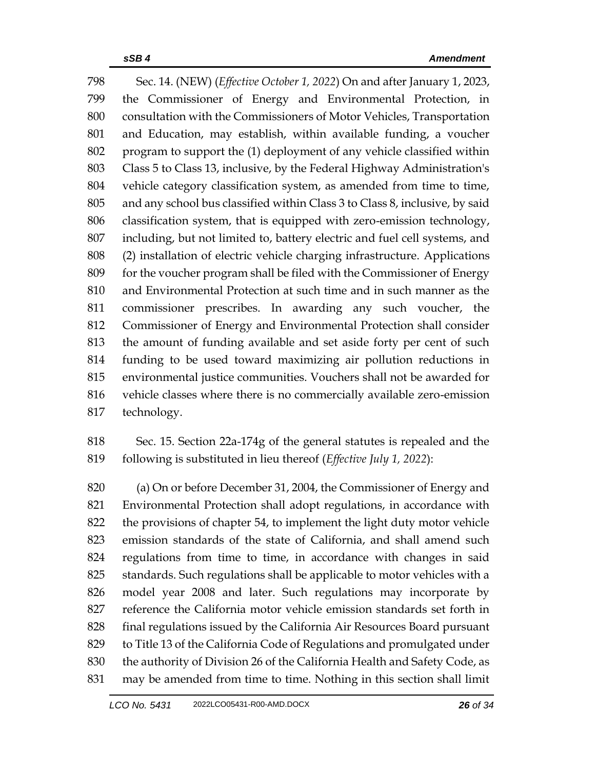Sec. 14. (NEW) (*Effective October 1, 2022*) On and after January 1, 2023, the Commissioner of Energy and Environmental Protection, in consultation with the Commissioners of Motor Vehicles, Transportation and Education, may establish, within available funding, a voucher program to support the (1) deployment of any vehicle classified within Class 5 to Class 13, inclusive, by the Federal Highway Administration's vehicle category classification system, as amended from time to time, and any school bus classified within Class 3 to Class 8, inclusive, by said classification system, that is equipped with zero-emission technology, including, but not limited to, battery electric and fuel cell systems, and (2) installation of electric vehicle charging infrastructure. Applications for the voucher program shall be filed with the Commissioner of Energy and Environmental Protection at such time and in such manner as the commissioner prescribes. In awarding any such voucher, the Commissioner of Energy and Environmental Protection shall consider the amount of funding available and set aside forty per cent of such funding to be used toward maximizing air pollution reductions in environmental justice communities. Vouchers shall not be awarded for vehicle classes where there is no commercially available zero-emission technology.

Sec. 15. Section 22a-174g of the general statutes is repealed and the following is substituted in lieu thereof (*Effective July 1, 2022*):

(a) On or before December 31, 2004, the Commissioner of Energy and Environmental Protection shall adopt regulations, in accordance with the provisions of chapter 54, to implement the light duty motor vehicle emission standards of the state of California, and shall amend such regulations from time to time, in accordance with changes in said standards. Such regulations shall be applicable to motor vehicles with a model year 2008 and later. Such regulations may incorporate by reference the California motor vehicle emission standards set forth in final regulations issued by the California Air Resources Board pursuant to Title 13 of the California Code of Regulations and promulgated under the authority of Division 26 of the California Health and Safety Code, as may be amended from time to time. Nothing in this section shall limit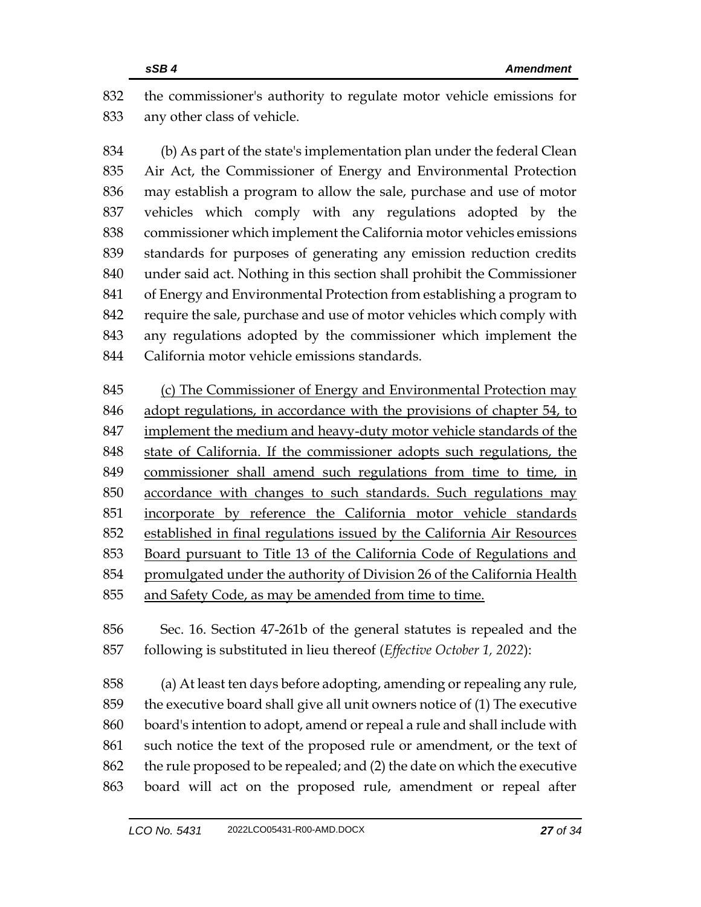832 the commissioner's authority to regulate motor vehicle emissions for
833 any other class of vehicle.

834 (b) As part of the state's implementation plan under the federal Clean
835 Air Act, the Commissioner of Energy and Environmental Protection
836 may establish a program to allow the sale, purchase and use of motor
837 vehicles which comply with any regulations adopted by the
838 commissioner which implement the California motor vehicles emissions
839 standards for purposes of generating any emission reduction credits
840 under said act. Nothing in this section shall prohibit the Commissioner
841 of Energy and Environmental Protection from establishing a program to
842 require the sale, purchase and use of motor vehicles which comply with
843 any regulations adopted by the commissioner which implement the
844 California motor vehicle emissions standards.

845 <u>(c) The Commissioner of Energy and Environmental Protection may</u>
846 <u>adopt regulations, in accordance with the provisions of chapter 54, to</u>
847 <u>implement the medium and heavy-duty motor vehicle standards of the</u>
848 <u>state of California. If the commissioner adopts such regulations, the</u>
849 <u>commissioner shall amend such regulations from time to time, in</u>
850 <u>accordance with changes to such standards. Such regulations may</u>
851 <u>incorporate by reference the California motor vehicle standards</u>
852 <u>established in final regulations issued by the California Air Resources</u>
853 <u>Board pursuant to Title 13 of the California Code of Regulations and</u>
854 <u>promulgated under the authority of Division 26 of the California Health</u>
855 <u>and Safety Code, as may be amended from time to time.</u>

856 Sec. 16. Section 47-261b of the general statutes is repealed and the
857 following is substituted in lieu thereof (*Effective October 1, 2022*):

858 (a) At least ten days before adopting, amending or repealing any rule,
859 the executive board shall give all unit owners notice of (1) The executive
860 board's intention to adopt, amend or repeal a rule and shall include with
861 such notice the text of the proposed rule or amendment, or the text of
862 the rule proposed to be repealed; and (2) the date on which the executive
863 board will act on the proposed rule, amendment or repeal after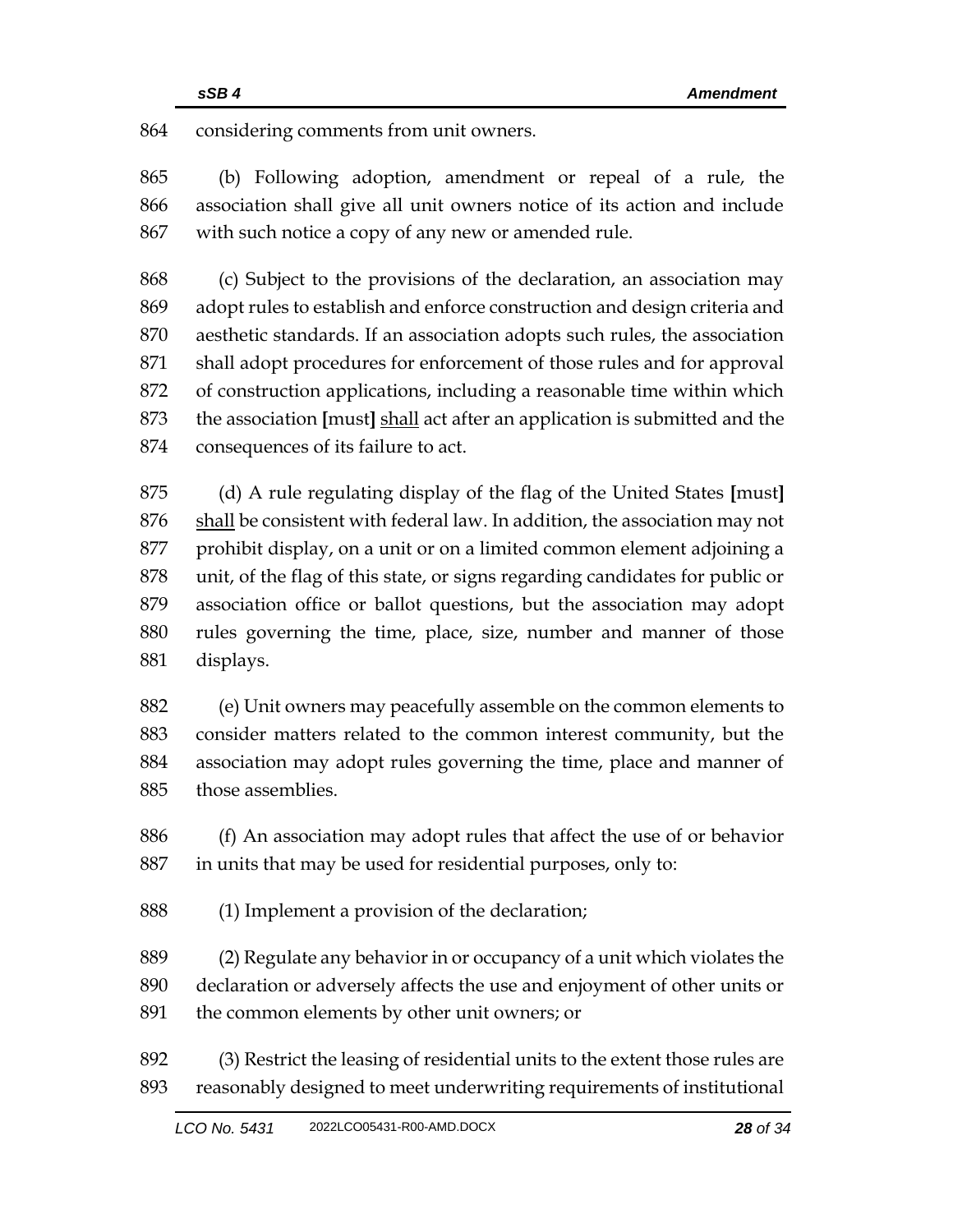864 considering comments from unit owners.

865 (b) Following adoption, amendment or repeal of a rule, the
866 association shall give all unit owners notice of its action and include
867 with such notice a copy of any new or amended rule.

868 (c) Subject to the provisions of the declaration, an association may
869 adopt rules to establish and enforce construction and design criteria and
870 aesthetic standards. If an association adopts such rules, the association
871 shall adopt procedures for enforcement of those rules and for approval
872 of construction applications, including a reasonable time within which
873 the association **[**must**]** <u>shall</u> act after an application is submitted and the
874 consequences of its failure to act.

875 (d) A rule regulating display of the flag of the United States **[**must**]**
876 <u>shall</u> be consistent with federal law. In addition, the association may not
877 prohibit display, on a unit or on a limited common element adjoining a
878 unit, of the flag of this state, or signs regarding candidates for public or
879 association office or ballot questions, but the association may adopt
880 rules governing the time, place, size, number and manner of those
881 displays.

882 (e) Unit owners may peacefully assemble on the common elements to
883 consider matters related to the common interest community, but the
884 association may adopt rules governing the time, place and manner of
885 those assemblies.

886 (f) An association may adopt rules that affect the use of or behavior
887 in units that may be used for residential purposes, only to:

888 (1) Implement a provision of the declaration;

889 (2) Regulate any behavior in or occupancy of a unit which violates the
890 declaration or adversely affects the use and enjoyment of other units or
891 the common elements by other unit owners; or

892 (3) Restrict the leasing of residential units to the extent those rules are
893 reasonably designed to meet underwriting requirements of institutional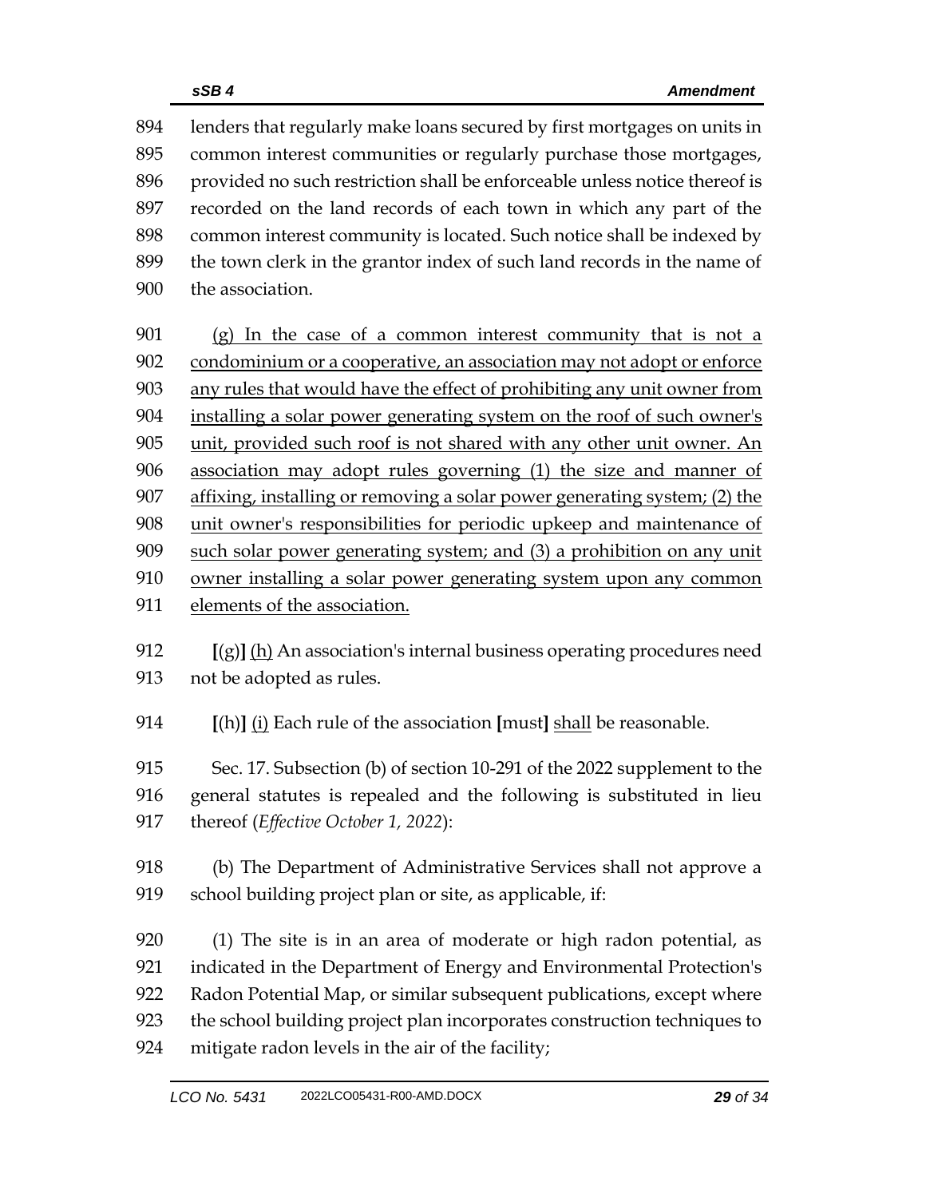894 lenders that regularly make loans secured by first mortgages on units in
895 common interest communities or regularly purchase those mortgages,
896 provided no such restriction shall be enforceable unless notice thereof is
897 recorded on the land records of each town in which any part of the
898 common interest community is located. Such notice shall be indexed by
899 the town clerk in the grantor index of such land records in the name of
900 the association.

901 <u>(g) In the case of a common interest community that is not a</u>
902 <u>condominium or a cooperative, an association may not adopt or enforce</u>
903 <u>any rules that would have the effect of prohibiting any unit owner from</u>
904 <u>installing a solar power generating system on the roof of such owner's</u>
905 <u>unit, provided such roof is not shared with any other unit owner. An</u>
906 <u>association may adopt rules governing (1) the size and manner of</u>
907 <u>affixing, installing or removing a solar power generating system; (2) the</u>
908 <u>unit owner's responsibilities for periodic upkeep and maintenance of</u>
909 <u>such solar power generating system; and (3) a prohibition on any unit</u>
910 <u>owner installing a solar power generating system upon any common</u>
911 <u>elements of the association.</u>

912 **[**(g)**]** <u>(h)</u> An association's internal business operating procedures need
913 not be adopted as rules.

914 **[**(h)**]** <u>(i)</u> Each rule of the association **[**must**]** <u>shall</u> be reasonable.

915 Sec. 17. Subsection (b) of section 10-291 of the 2022 supplement to the
916 general statutes is repealed and the following is substituted in lieu
917 thereof (*Effective October 1, 2022*):

918 (b) The Department of Administrative Services shall not approve a
919 school building project plan or site, as applicable, if:

920 (1) The site is in an area of moderate or high radon potential, as
921 indicated in the Department of Energy and Environmental Protection's
922 Radon Potential Map, or similar subsequent publications, except where
923 the school building project plan incorporates construction techniques to
924 mitigate radon levels in the air of the facility;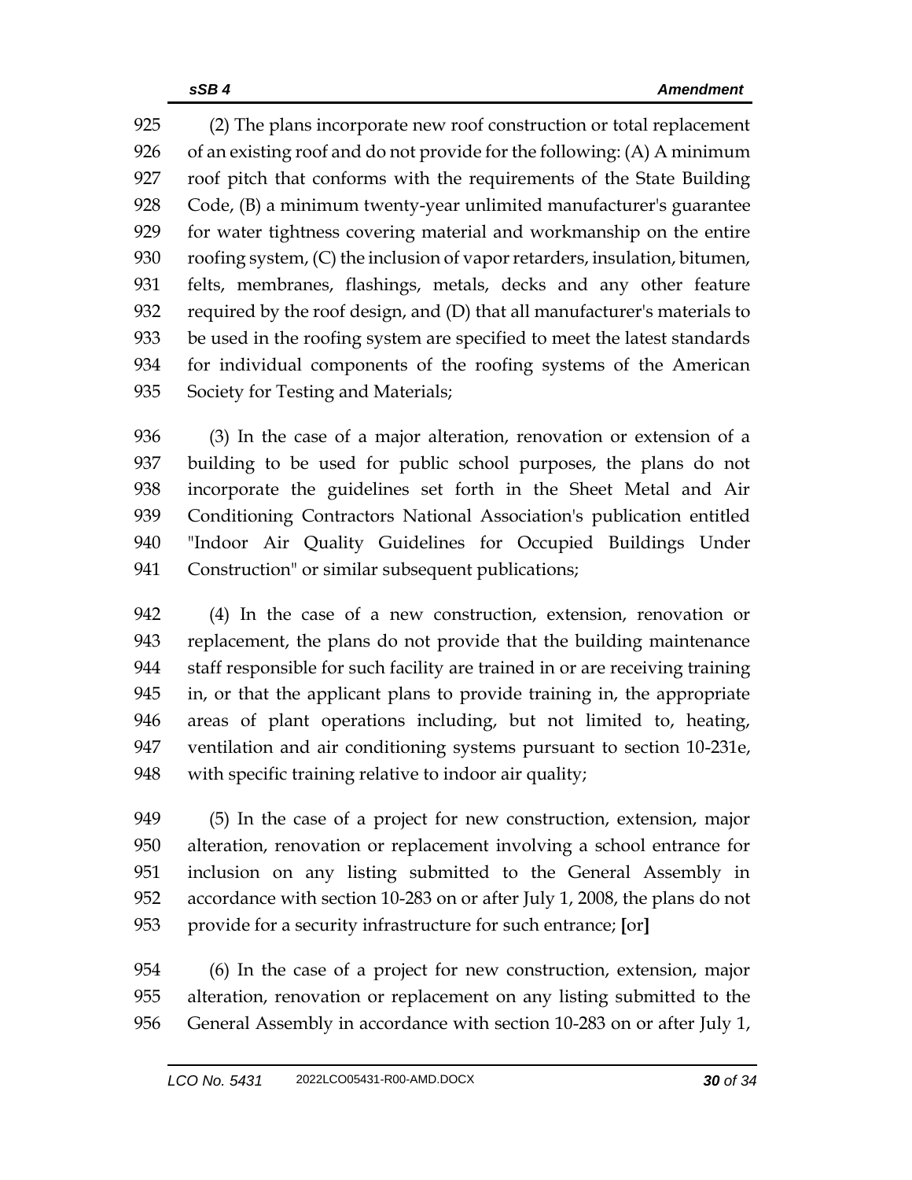(2) The plans incorporate new roof construction or total replacement of an existing roof and do not provide for the following: (A) A minimum roof pitch that conforms with the requirements of the State Building Code, (B) a minimum twenty-year unlimited manufacturer's guarantee for water tightness covering material and workmanship on the entire roofing system, (C) the inclusion of vapor retarders, insulation, bitumen, felts, membranes, flashings, metals, decks and any other feature required by the roof design, and (D) that all manufacturer's materials to be used in the roofing system are specified to meet the latest standards for individual components of the roofing systems of the American Society for Testing and Materials;

(3) In the case of a major alteration, renovation or extension of a building to be used for public school purposes, the plans do not incorporate the guidelines set forth in the Sheet Metal and Air Conditioning Contractors National Association's publication entitled "Indoor Air Quality Guidelines for Occupied Buildings Under Construction" or similar subsequent publications;

(4) In the case of a new construction, extension, renovation or replacement, the plans do not provide that the building maintenance staff responsible for such facility are trained in or are receiving training in, or that the applicant plans to provide training in, the appropriate areas of plant operations including, but not limited to, heating, ventilation and air conditioning systems pursuant to section 10-231e, with specific training relative to indoor air quality;

(5) In the case of a project for new construction, extension, major alteration, renovation or replacement involving a school entrance for inclusion on any listing submitted to the General Assembly in accordance with section 10-283 on or after July 1, 2008, the plans do not provide for a security infrastructure for such entrance; **[**or**]**

(6) In the case of a project for new construction, extension, major alteration, renovation or replacement on any listing submitted to the General Assembly in accordance with section 10-283 on or after July 1,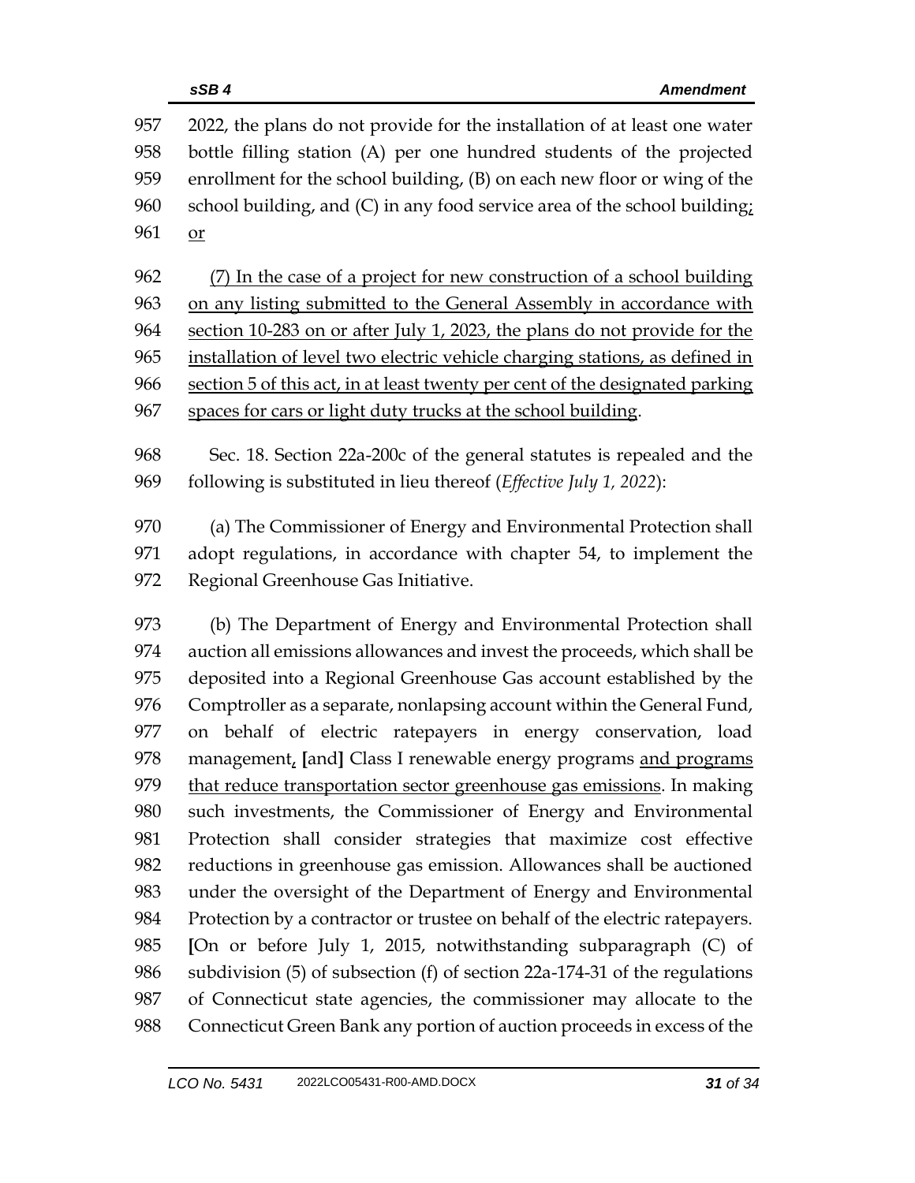2022, the plans do not provide for the installation of at least one water bottle filling station (A) per one hundred students of the projected enrollment for the school building, (B) on each new floor or wing of the school building, and (C) in any food service area of the school building; or

(7) In the case of a project for new construction of a school building on any listing submitted to the General Assembly in accordance with section 10-283 on or after July 1, 2023, the plans do not provide for the installation of level two electric vehicle charging stations, as defined in section 5 of this act, in at least twenty per cent of the designated parking spaces for cars or light duty trucks at the school building.

Sec. 18. Section 22a-200c of the general statutes is repealed and the following is substituted in lieu thereof (*Effective July 1, 2022*):

(a) The Commissioner of Energy and Environmental Protection shall adopt regulations, in accordance with chapter 54, to implement the Regional Greenhouse Gas Initiative.

(b) The Department of Energy and Environmental Protection shall auction all emissions allowances and invest the proceeds, which shall be deposited into a Regional Greenhouse Gas account established by the Comptroller as a separate, nonlapsing account within the General Fund, on behalf of electric ratepayers in energy conservation, load management, [and] Class I renewable energy programs and programs that reduce transportation sector greenhouse gas emissions. In making such investments, the Commissioner of Energy and Environmental Protection shall consider strategies that maximize cost effective reductions in greenhouse gas emission. Allowances shall be auctioned under the oversight of the Department of Energy and Environmental Protection by a contractor or trustee on behalf of the electric ratepayers. [On or before July 1, 2015, notwithstanding subparagraph (C) of subdivision (5) of subsection (f) of section 22a-174-31 of the regulations of Connecticut state agencies, the commissioner may allocate to the Connecticut Green Bank any portion of auction proceeds in excess of the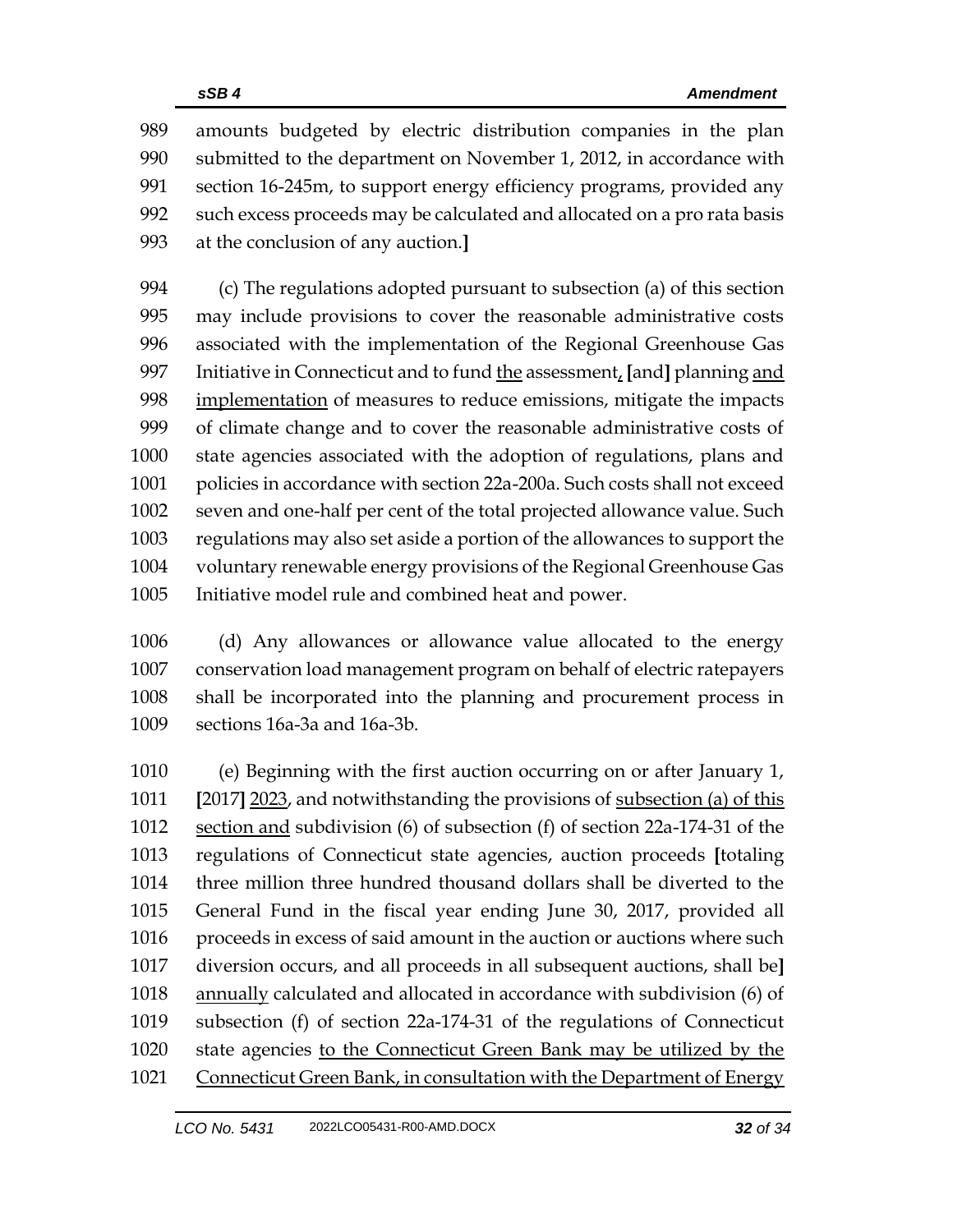989 amounts budgeted by electric distribution companies in the plan
990 submitted to the department on November 1, 2012, in accordance with
991 section 16-245m, to support energy efficiency programs, provided any
992 such excess proceeds may be calculated and allocated on a pro rata basis
993 at the conclusion of any auction.**]**

994 (c) The regulations adopted pursuant to subsection (a) of this section
995 may include provisions to cover the reasonable administrative costs
996 associated with the implementation of the Regional Greenhouse Gas
997 Initiative in Connecticut and to fund <u>the</u> assessment<u>,</u> **[**and**]** planning <u>and</u>
998 <u>implementation</u> of measures to reduce emissions, mitigate the impacts
999 of climate change and to cover the reasonable administrative costs of
1000 state agencies associated with the adoption of regulations, plans and
1001 policies in accordance with section 22a-200a. Such costs shall not exceed
1002 seven and one-half per cent of the total projected allowance value. Such
1003 regulations may also set aside a portion of the allowances to support the
1004 voluntary renewable energy provisions of the Regional Greenhouse Gas
1005 Initiative model rule and combined heat and power.

1006 (d) Any allowances or allowance value allocated to the energy
1007 conservation load management program on behalf of electric ratepayers
1008 shall be incorporated into the planning and procurement process in
1009 sections 16a-3a and 16a-3b.

1010 (e) Beginning with the first auction occurring on or after January 1,
1011 **[**2017**]** <u>2023</u>, and notwithstanding the provisions of <u>subsection (a) of this</u>
1012 <u>section and</u> subdivision (6) of subsection (f) of section 22a-174-31 of the
1013 regulations of Connecticut state agencies, auction proceeds **[**totaling
1014 three million three hundred thousand dollars shall be diverted to the
1015 General Fund in the fiscal year ending June 30, 2017, provided all
1016 proceeds in excess of said amount in the auction or auctions where such
1017 diversion occurs, and all proceeds in all subsequent auctions, shall be**]**
1018 <u>annually</u> calculated and allocated in accordance with subdivision (6) of
1019 subsection (f) of section 22a-174-31 of the regulations of Connecticut
1020 state agencies <u>to the Connecticut Green Bank may be utilized by the</u>
1021 <u>Connecticut Green Bank, in consultation with the Department of Energy</u>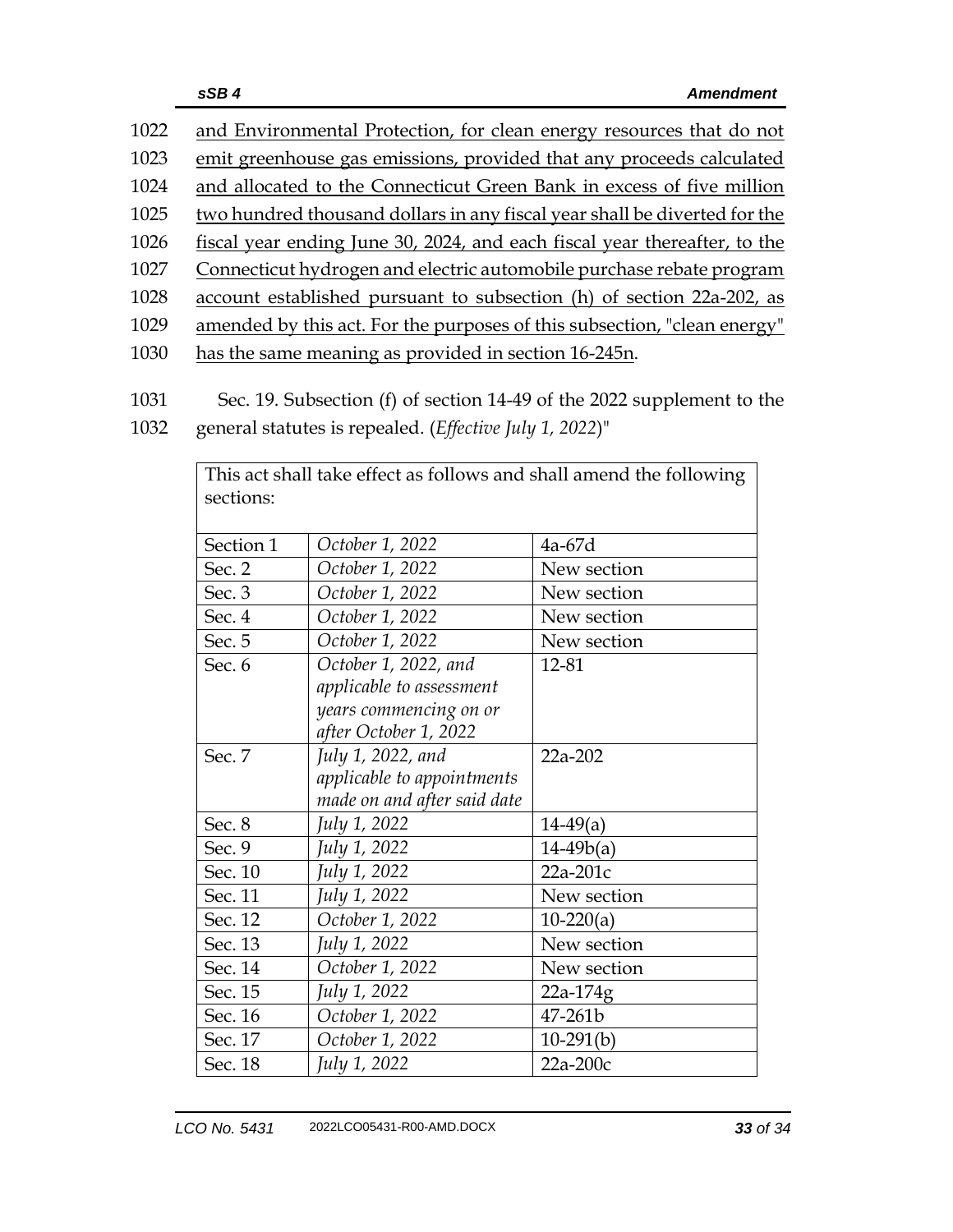1022 and Environmental Protection, for clean energy resources that do not
1023 emit greenhouse gas emissions, provided that any proceeds calculated
1024 and allocated to the Connecticut Green Bank in excess of five million
1025 two hundred thousand dollars in any fiscal year shall be diverted for the
1026 fiscal year ending June 30, 2024, and each fiscal year thereafter, to the
1027 Connecticut hydrogen and electric automobile purchase rebate program
1028 account established pursuant to subsection (h) of section 22a-202, as
1029 amended by this act. For the purposes of this subsection, "clean energy"
1030 has the same meaning as provided in section 16-245n.

1031 Sec. 19. Subsection (f) of section 14-49 of the 2022 supplement to the
1032 general statutes is repealed. (*Effective July 1, 2022*)"

| This act shall take effect as follows and shall amend the following sections: | | |
|---|---|---|
| Section 1 | *October 1, 2022* | 4a-67d |
| Sec. 2 | *October 1, 2022* | New section |
| Sec. 3 | *October 1, 2022* | New section |
| Sec. 4 | *October 1, 2022* | New section |
| Sec. 5 | *October 1, 2022* | New section |
| Sec. 6 | *October 1, 2022, and applicable to assessment years commencing on or after October 1, 2022* | 12-81 |
| Sec. 7 | *July 1, 2022, and applicable to appointments made on and after said date* | 22a-202 |
| Sec. 8 | *July 1, 2022* | 14-49(a) |
| Sec. 9 | *July 1, 2022* | 14-49b(a) |
| Sec. 10 | *July 1, 2022* | 22a-201c |
| Sec. 11 | *July 1, 2022* | New section |
| Sec. 12 | *October 1, 2022* | 10-220(a) |
| Sec. 13 | *July 1, 2022* | New section |
| Sec. 14 | *October 1, 2022* | New section |
| Sec. 15 | *July 1, 2022* | 22a-174g |
| Sec. 16 | *October 1, 2022* | 47-261b |
| Sec. 17 | *October 1, 2022* | 10-291(b) |
| Sec. 18 | *July 1, 2022* | 22a-200c |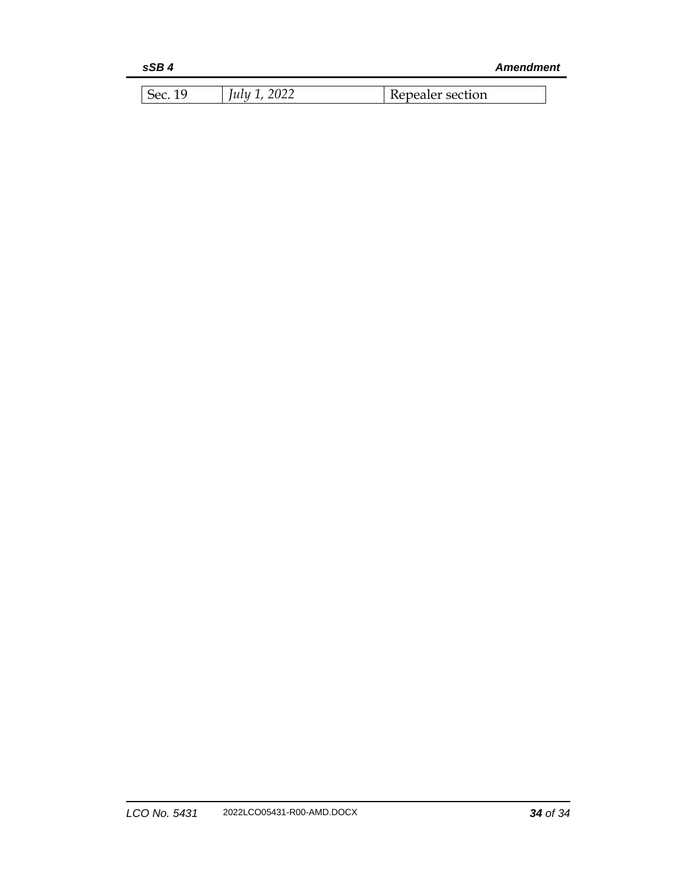| | | |
|---|---|---|
| Sec. 19 | *July 1, 2022* | Repealer section |